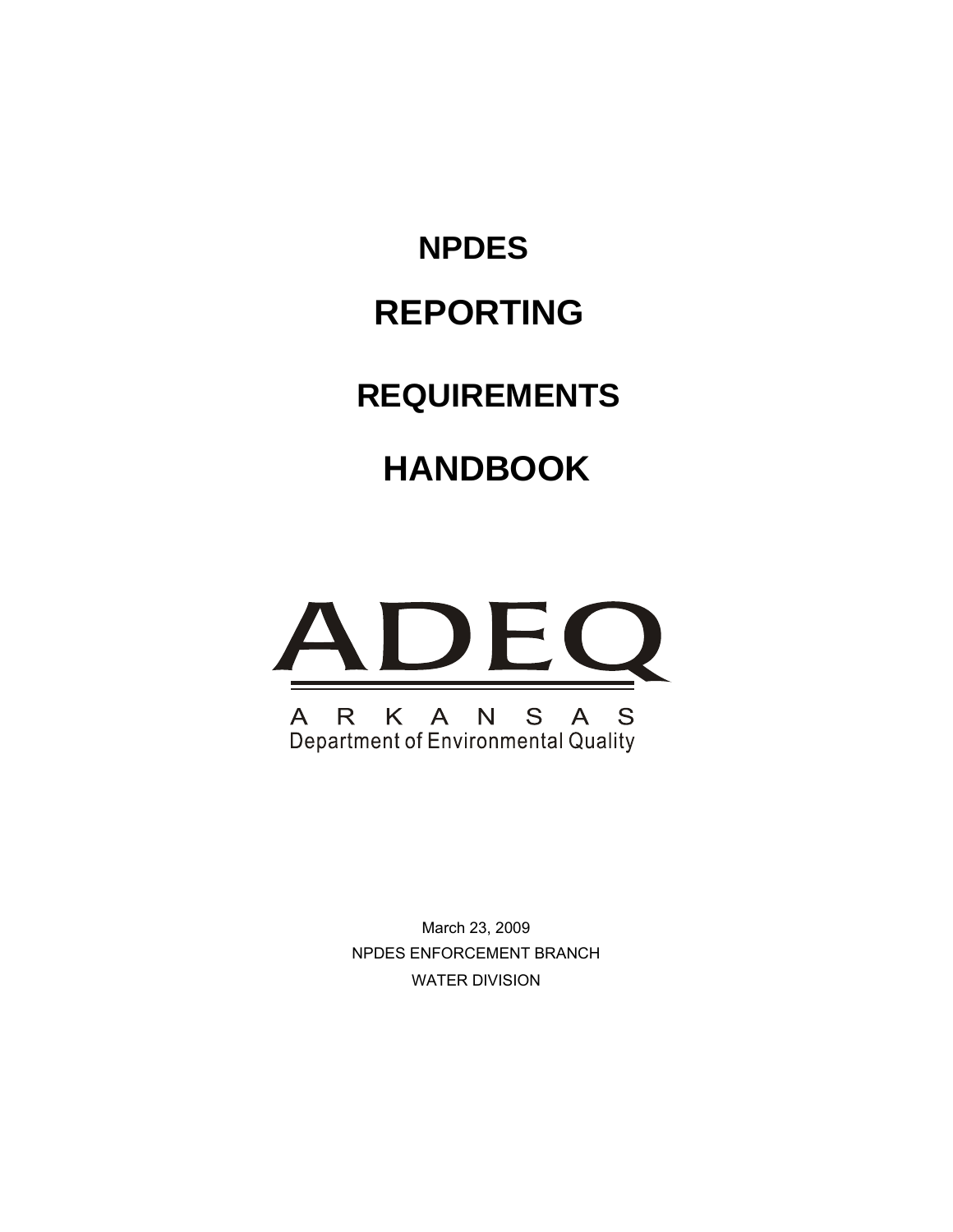# NPDES

# REPORTING

# REQUIREMENTS

# HANDBOOK

ADEQ

ARKANSAS
Department of Environmental Quality

March 23, 2009
NPDES ENFORCEMENT BRANCH
WATER DIVISION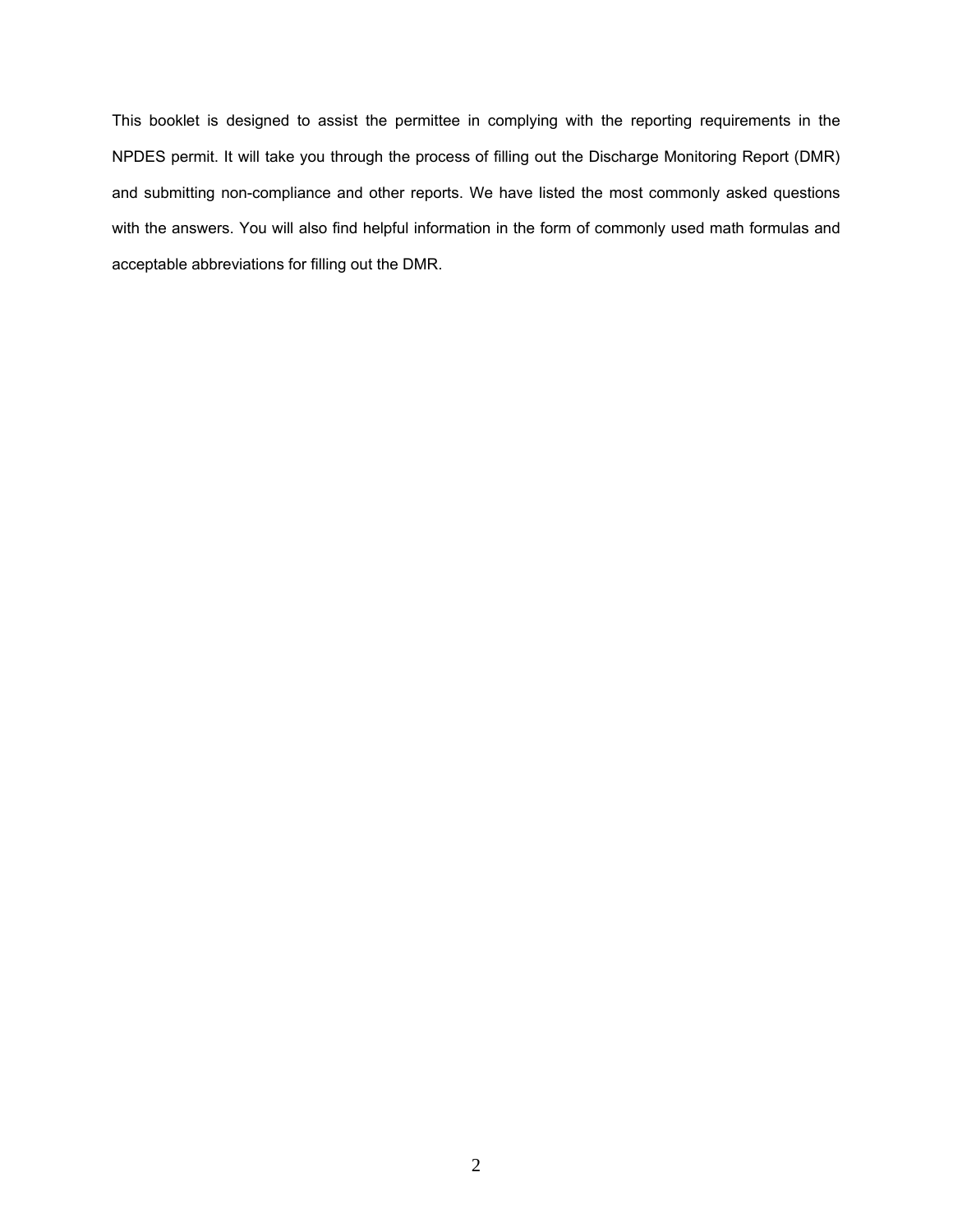This booklet is designed to assist the permittee in complying with the reporting requirements in the NPDES permit. It will take you through the process of filling out the Discharge Monitoring Report (DMR) and submitting non-compliance and other reports. We have listed the most commonly asked questions with the answers. You will also find helpful information in the form of commonly used math formulas and acceptable abbreviations for filling out the DMR.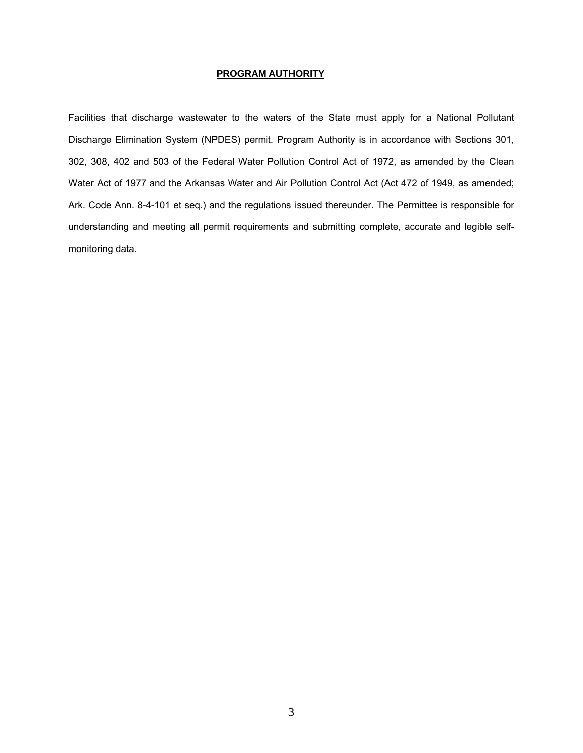## PROGRAM AUTHORITY

Facilities that discharge wastewater to the waters of the State must apply for a National Pollutant Discharge Elimination System (NPDES) permit. Program Authority is in accordance with Sections 301, 302, 308, 402 and 503 of the Federal Water Pollution Control Act of 1972, as amended by the Clean Water Act of 1977 and the Arkansas Water and Air Pollution Control Act (Act 472 of 1949, as amended; Ark. Code Ann. 8-4-101 et seq.) and the regulations issued thereunder. The Permittee is responsible for understanding and meeting all permit requirements and submitting complete, accurate and legible self-monitoring data.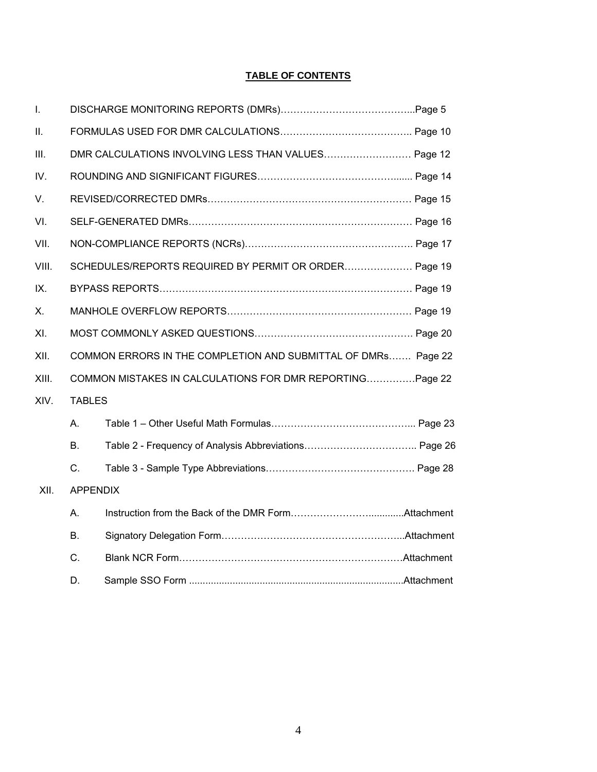## TABLE OF CONTENTS

I. DISCHARGE MONITORING REPORTS (DMRs)…………………………………...Page 5

II. FORMULAS USED FOR DMR CALCULATIONS………………………………….. Page 10

III. DMR CALCULATIONS INVOLVING LESS THAN VALUES……………………… Page 12

IV. ROUNDING AND SIGNIFICANT FIGURES……………………………………...... Page 14

V. REVISED/CORRECTED DMRs……………………………………………………… Page 15

VI. SELF-GENERATED DMRs…………………………………………………………… Page 16

VII. NON-COMPLIANCE REPORTS (NCRs)……………………………………………. Page 17

VIII. SCHEDULES/REPORTS REQUIRED BY PERMIT OR ORDER………………… Page 19

IX. BYPASS REPORTS………………………………………………………………….. Page 19

X. MANHOLE OVERFLOW REPORTS………………………………………………… Page 19

XI. MOST COMMONLY ASKED QUESTIONS…………………………………………. Page 20

XII. COMMON ERRORS IN THE COMPLETION AND SUBMITTAL OF DMRs……. Page 22

XIII. COMMON MISTAKES IN CALCULATIONS FOR DMR REPORTING……………Page 22

XIV. TABLES

- A. Table 1 – Other Useful Math Formulas…………………………………….... Page 23
- B. Table 2 - Frequency of Analysis Abbreviations…………………………….. Page 26
- C. Table 3 - Sample Type Abbreviations………………………………………. Page 28

XII. APPENDIX

- A. Instruction from the Back of the DMR Form……………………............Attachment
- B. Signatory Delegation Form………………………………………………...Attachment
- C. Blank NCR Form……………………………………………………………Attachment
- D. Sample SSO Form ..............................................................................Attachment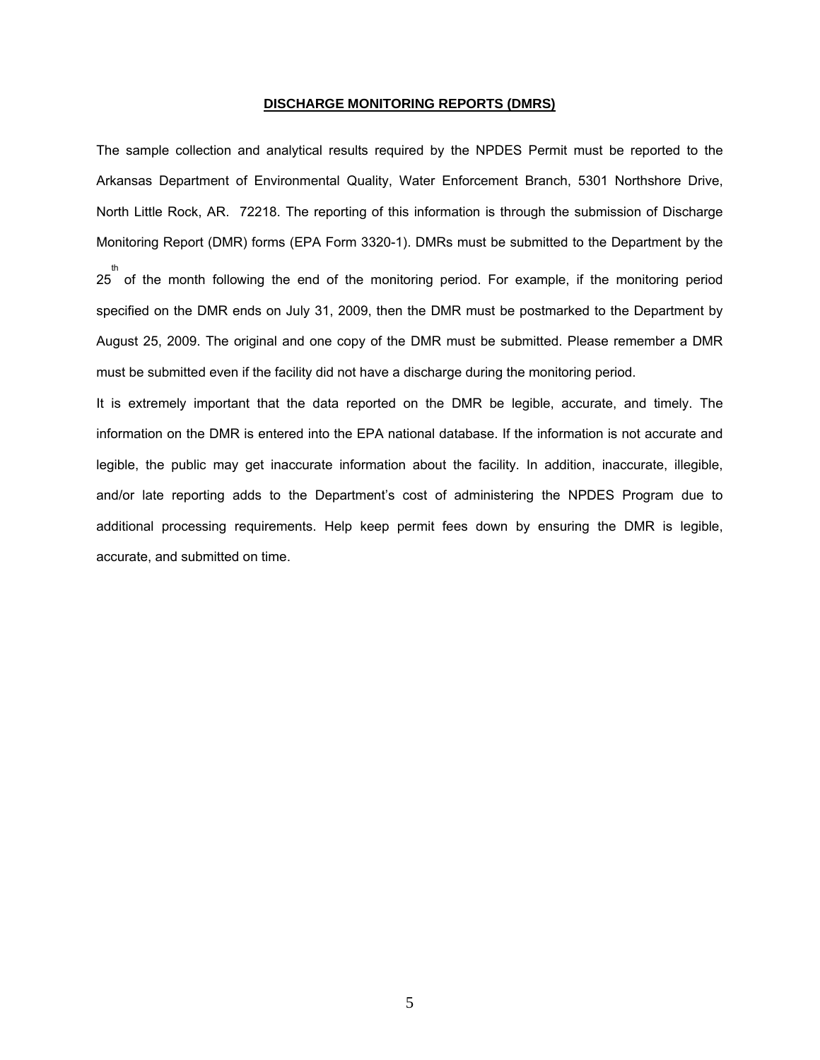## DISCHARGE MONITORING REPORTS (DMRS)

The sample collection and analytical results required by the NPDES Permit must be reported to the Arkansas Department of Environmental Quality, Water Enforcement Branch, 5301 Northshore Drive, North Little Rock, AR. 72218. The reporting of this information is through the submission of Discharge Monitoring Report (DMR) forms (EPA Form 3320-1). DMRs must be submitted to the Department by the 25th of the month following the end of the monitoring period. For example, if the monitoring period specified on the DMR ends on July 31, 2009, then the DMR must be postmarked to the Department by August 25, 2009. The original and one copy of the DMR must be submitted. Please remember a DMR must be submitted even if the facility did not have a discharge during the monitoring period.

It is extremely important that the data reported on the DMR be legible, accurate, and timely. The information on the DMR is entered into the EPA national database. If the information is not accurate and legible, the public may get inaccurate information about the facility. In addition, inaccurate, illegible, and/or late reporting adds to the Department's cost of administering the NPDES Program due to additional processing requirements. Help keep permit fees down by ensuring the DMR is legible, accurate, and submitted on time.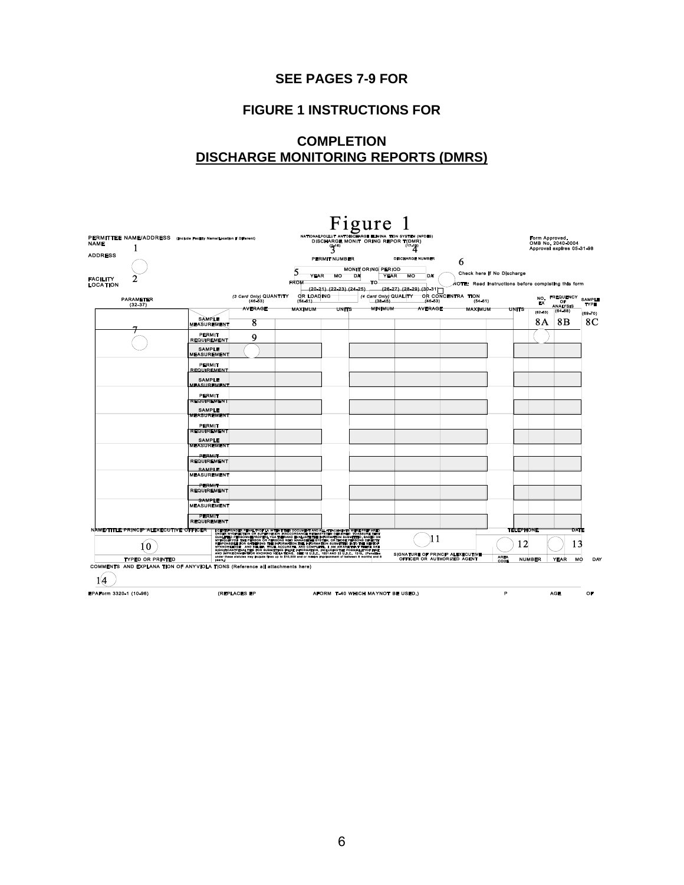**SEE PAGES 7-9 FOR**

**FIGURE 1 INSTRUCTIONS FOR**

**COMPLETION**
**DISCHARGE MONITORING REPORTS (DMRS)**

# Figure 1

PERMITTEE NAME/ADDRESS (Include Facility Name/Location if Different)
NAME 1
ADDRESS
FACILITY LOCATION 2

NATIONAL POLLUTANT DISCHARGE ELIMINATION SYSTEM (NPDES)
DISCHARGE MONITORING REPORT (DMR)
(2-16) 3 (17-19) 4
PERMIT NUMBER    DISCHARGE NUMBER 6

MONITORING PERIOD 5
FROM YEAR MO DAY TO YEAR MO DAY
(20-21) (22-23) (24-25) (26-27) (28-29) (30-31)

Form Approved.
OMB No. 2040-0004
Approval expires 05-31-98

Check here if No Discharge

NOTE: Read instructions before completing this form

| PARAMETER (32-37) | | (3 Card Only) QUANTITY OR LOADING (46-53) (54-61) | | | (4 Card Only) QUALITY OR CONCENTRATION (38-45) (46-53) (54-61) | | | | NO. EX (62-63) | FREQUENCY OF ANALYSIS (64-68) | SAMPLE TYPE (69-70) |
|---|---|---|---|---|---|---|---|---|---|---|---|
| | | AVERAGE | MAXIMUM | UNITS | MINIMUM | AVERAGE | MAXIMUM | UNITS | | | |
| 7 | SAMPLE MEASUREMENT | 8 | | | | | | | 8A | 8B | 8C |
| | PERMIT REQUIREMENT | 9 | | | | | | | | | |
| | SAMPLE MEASUREMENT | | | | | | | | | | |
| | PERMIT REQUIREMENT | | | | | | | | | | |
| | SAMPLE MEASUREMENT | | | | | | | | | | |
| | PERMIT REQUIREMENT | | | | | | | | | | |
| | SAMPLE MEASUREMENT | | | | | | | | | | |
| | PERMIT REQUIREMENT | | | | | | | | | | |
| | SAMPLE MEASUREMENT | | | | | | | | | | |
| | PERMIT REQUIREMENT | | | | | | | | | | |
| | SAMPLE MEASUREMENT | | | | | | | | | | |
| | PERMIT REQUIREMENT | | | | | | | | | | |
| | SAMPLE MEASUREMENT | | | | | | | | | | |
| | PERMIT REQUIREMENT | | | | | | | | | | |

NAME/TITLE PRINCIPAL EXECUTIVE OFFICER 10
TYPED OR PRINTED

I CERTIFY UNDER PENALTY OF LAW THAT THIS DOCUMENT AND ALL ATTACHMENTS WERE PREPARED UNDER MY DIRECTION OR SUPERVISION IN ACCORDANCE WITH A SYSTEM DESIGNED TO ASSURE THAT QUALIFIED PERSONNEL PROPERLY GATHER AND EVALUATE THE INFORMATION SUBMITTED. BASED ON MY INQUIRY OF THE PERSON OR PERSONS WHO MANAGE THE SYSTEM, OR THOSE PERSONS DIRECTLY RESPONSIBLE FOR GATHERING THE INFORMATION, THE INFORMATION SUBMITTED IS, TO THE BEST OF MY KNOWLEDGE AND BELIEF, TRUE, ACCURATE, AND COMPLETE. I AM AWARE THAT THERE ARE SIGNIFICANT PENALTIES FOR SUBMITTING FALSE INFORMATION, INCLUDING THE POSSIBILITY OF FINE AND IMPRISONMENT FOR KNOWING VIOLATIONS. SEE 18 U.S.C. 1001 AND 33 U.S.C. 1319. (Penalties under these statutes may include fines up to $10,000 and or maximum imprisonment of between 6 months and 5 years.)

11
SIGNATURE OF PRINCIPAL EXECUTIVE OFFICER OR AUTHORIZED AGENT

TELEPHONE 12 — AREA CODE, NUMBER
DATE 13 — YEAR, MO, DAY

COMMENTS AND EXPLANATION OF ANY VIOLATIONS (Reference all attachments here)
14

EPA Form 3320-1 (10-96) (REPLACES EPA FORM T-40 WHICH MAY NOT BE USED.) PAGE OF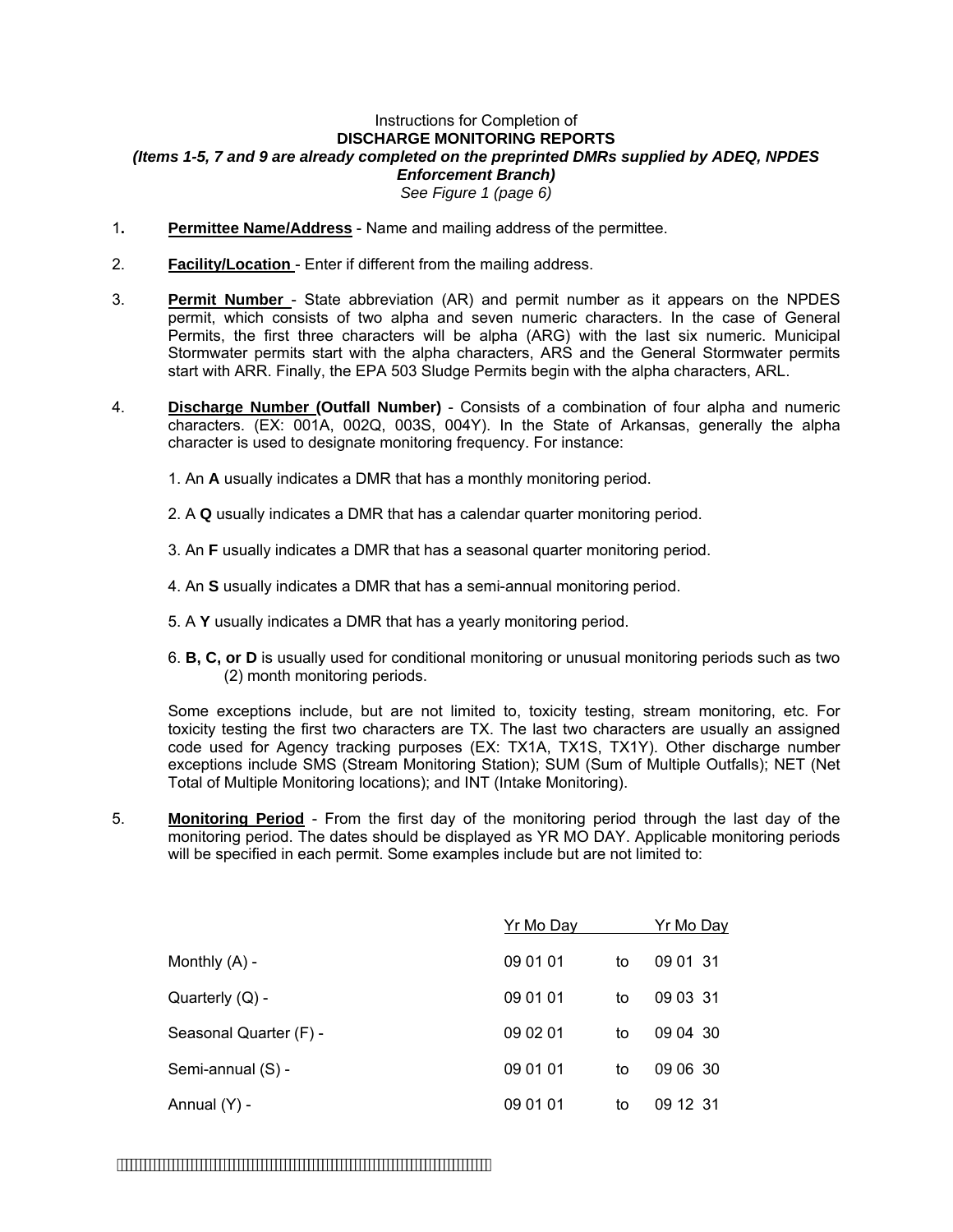Instructions for Completion of

**DISCHARGE MONITORING REPORTS**

***(Items 1-5, 7 and 9 are already completed on the preprinted DMRs supplied by ADEQ, NPDES Enforcement Branch)***

*See Figure 1 (page 6)*

1. **Permittee Name/Address** - Name and mailing address of the permittee.

2. **Facility/Location** - Enter if different from the mailing address.

3. **Permit Number** - State abbreviation (AR) and permit number as it appears on the NPDES permit, which consists of two alpha and seven numeric characters. In the case of General Permits, the first three characters will be alpha (ARG) with the last six numeric. Municipal Stormwater permits start with the alpha characters, ARS and the General Stormwater permits start with ARR. Finally, the EPA 503 Sludge Permits begin with the alpha characters, ARL.

4. **Discharge Number (Outfall Number)** - Consists of a combination of four alpha and numeric characters. (EX: 001A, 002Q, 003S, 004Y). In the State of Arkansas, generally the alpha character is used to designate monitoring frequency. For instance:

   1. An **A** usually indicates a DMR that has a monthly monitoring period.

   2. A **Q** usually indicates a DMR that has a calendar quarter monitoring period.

   3. An **F** usually indicates a DMR that has a seasonal quarter monitoring period.

   4. An **S** usually indicates a DMR that has a semi-annual monitoring period.

   5. A **Y** usually indicates a DMR that has a yearly monitoring period.

   6. **B, C, or D** is usually used for conditional monitoring or unusual monitoring periods such as two (2) month monitoring periods.

   Some exceptions include, but are not limited to, toxicity testing, stream monitoring, etc. For toxicity testing the first two characters are TX. The last two characters are usually an assigned code used for Agency tracking purposes (EX: TX1A, TX1S, TX1Y). Other discharge number exceptions include SMS (Stream Monitoring Station); SUM (Sum of Multiple Outfalls); NET (Net Total of Multiple Monitoring locations); and INT (Intake Monitoring).

5. **Monitoring Period** - From the first day of the monitoring period through the last day of the monitoring period. The dates should be displayed as YR MO DAY. Applicable monitoring periods will be specified in each permit. Some examples include but are not limited to:

| | Yr Mo Day | | Yr Mo Day |
|---|---|---|---|
| Monthly (A) - | 09 01 01 | to | 09 01 31 |
| Quarterly (Q) - | 09 01 01 | to | 09 03 31 |
| Seasonal Quarter (F) - | 09 02 01 | to | 09 04 30 |
| Semi-annual (S) - | 09 01 01 | to | 09 06 30 |
| Annual (Y) - | 09 01 01 | to | 09 12 31 |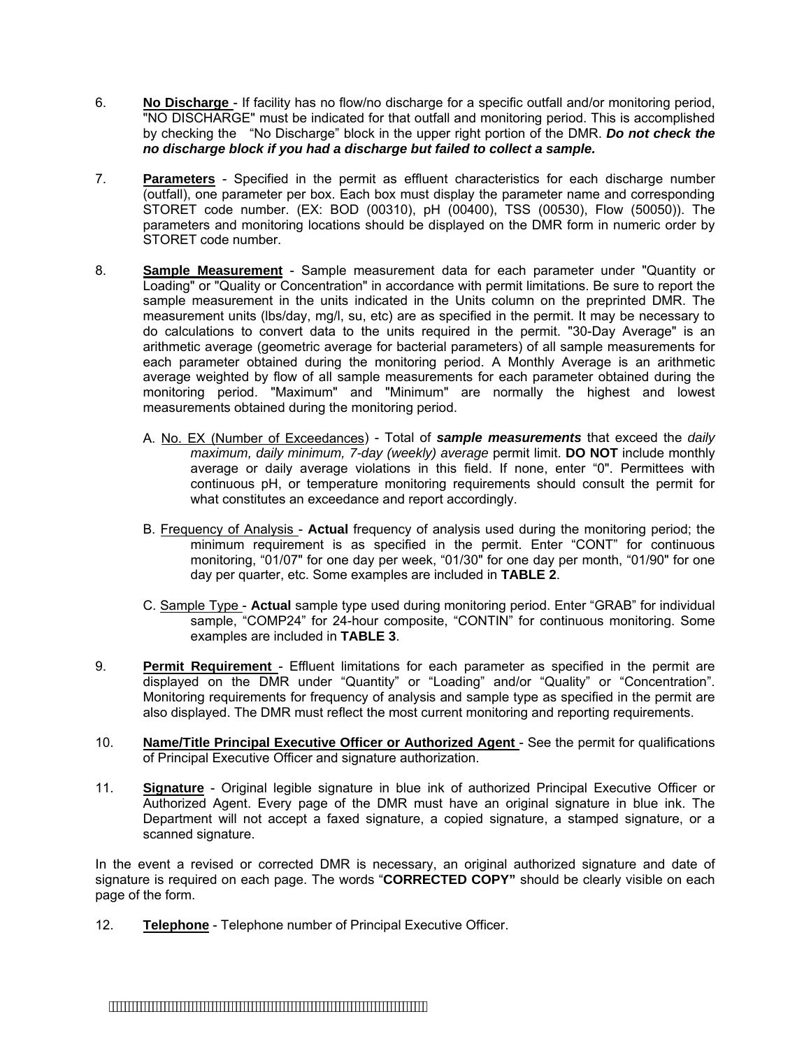6. **No Discharge** - If facility has no flow/no discharge for a specific outfall and/or monitoring period, "NO DISCHARGE" must be indicated for that outfall and monitoring period. This is accomplished by checking the "No Discharge" block in the upper right portion of the DMR. ***Do not check the no discharge block if you had a discharge but failed to collect a sample.***

7. **Parameters** - Specified in the permit as effluent characteristics for each discharge number (outfall), one parameter per box. Each box must display the parameter name and corresponding STORET code number. (EX: BOD (00310), pH (00400), TSS (00530), Flow (50050)). The parameters and monitoring locations should be displayed on the DMR form in numeric order by STORET code number.

8. **Sample Measurement** - Sample measurement data for each parameter under "Quantity or Loading" or "Quality or Concentration" in accordance with permit limitations. Be sure to report the sample measurement in the units indicated in the Units column on the preprinted DMR. The measurement units (lbs/day, mg/l, su, etc) are as specified in the permit. It may be necessary to do calculations to convert data to the units required in the permit. "30-Day Average" is an arithmetic average (geometric average for bacterial parameters) of all sample measurements for each parameter obtained during the monitoring period. A Monthly Average is an arithmetic average weighted by flow of all sample measurements for each parameter obtained during the monitoring period. "Maximum" and "Minimum" are normally the highest and lowest measurements obtained during the monitoring period.

   A. No. EX (Number of Exceedances) - Total of ***sample measurements*** that exceed the *daily maximum, daily minimum, 7-day (weekly) average* permit limit. **DO NOT** include monthly average or daily average violations in this field. If none, enter "0". Permittees with continuous pH, or temperature monitoring requirements should consult the permit for what constitutes an exceedance and report accordingly.

   B. Frequency of Analysis - **Actual** frequency of analysis used during the monitoring period; the minimum requirement is as specified in the permit. Enter "CONT" for continuous monitoring, "01/07" for one day per week, "01/30" for one day per month, "01/90" for one day per quarter, etc. Some examples are included in **TABLE 2**.

   C. Sample Type - **Actual** sample type used during monitoring period. Enter "GRAB" for individual sample, "COMP24" for 24-hour composite, "CONTIN" for continuous monitoring. Some examples are included in **TABLE 3**.

9. **Permit Requirement** - Effluent limitations for each parameter as specified in the permit are displayed on the DMR under "Quantity" or "Loading" and/or "Quality" or "Concentration". Monitoring requirements for frequency of analysis and sample type as specified in the permit are also displayed. The DMR must reflect the most current monitoring and reporting requirements.

10. **Name/Title Principal Executive Officer or Authorized Agent** - See the permit for qualifications of Principal Executive Officer and signature authorization.

11. **Signature** - Original legible signature in blue ink of authorized Principal Executive Officer or Authorized Agent. Every page of the DMR must have an original signature in blue ink. The Department will not accept a faxed signature, a copied signature, a stamped signature, or a scanned signature.

In the event a revised or corrected DMR is necessary, an original authorized signature and date of signature is required on each page. The words "**CORRECTED COPY"** should be clearly visible on each page of the form.

12. **Telephone** - Telephone number of Principal Executive Officer.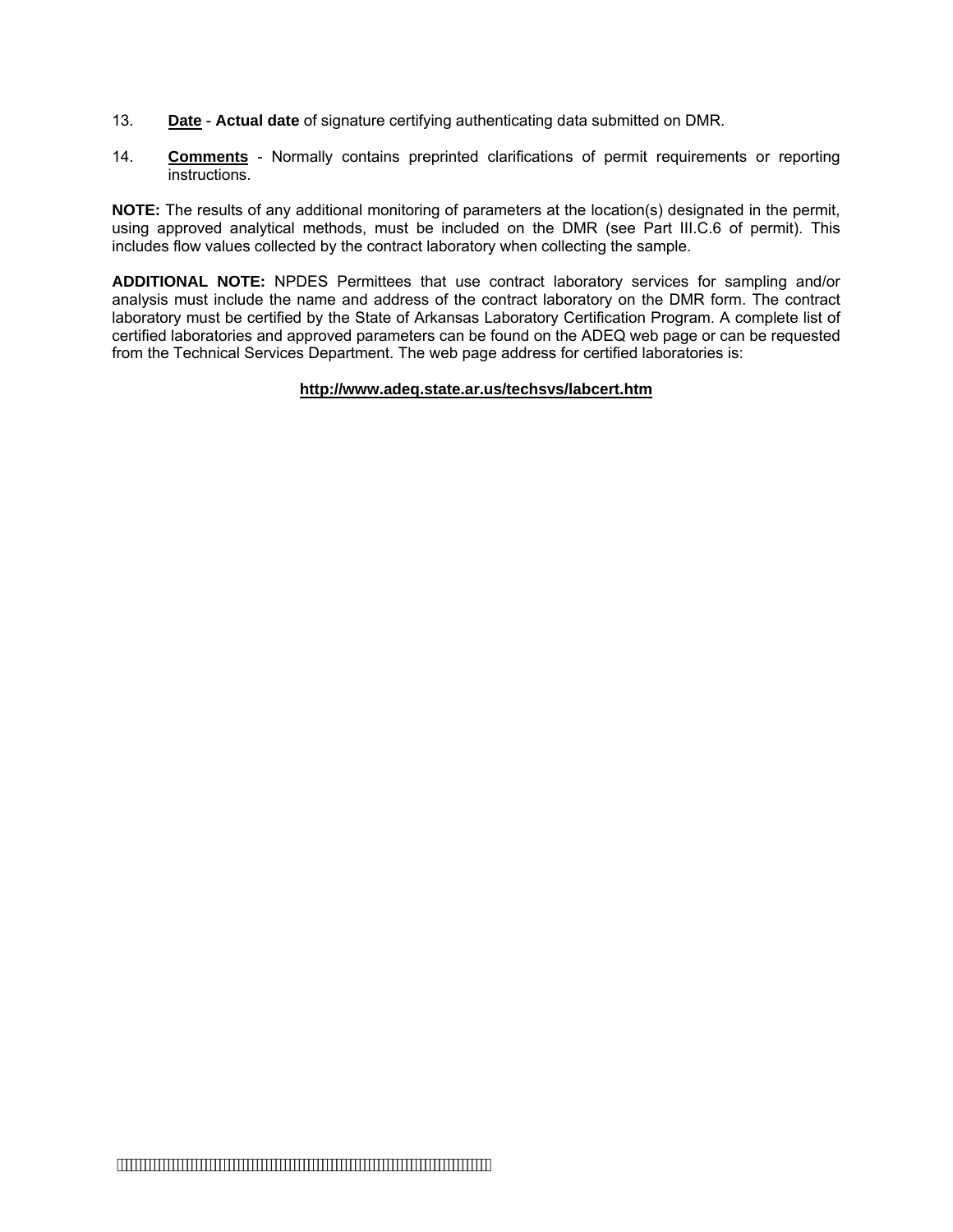13. **Date** - **Actual date** of signature certifying authenticating data submitted on DMR.

14. **Comments** - Normally contains preprinted clarifications of permit requirements or reporting instructions.

**NOTE:** The results of any additional monitoring of parameters at the location(s) designated in the permit, using approved analytical methods, must be included on the DMR (see Part III.C.6 of permit). This includes flow values collected by the contract laboratory when collecting the sample.

**ADDITIONAL NOTE:** NPDES Permittees that use contract laboratory services for sampling and/or analysis must include the name and address of the contract laboratory on the DMR form. The contract laboratory must be certified by the State of Arkansas Laboratory Certification Program. A complete list of certified laboratories and approved parameters can be found on the ADEQ web page or can be requested from the Technical Services Department. The web page address for certified laboratories is:

**http://www.adeq.state.ar.us/techsvs/labcert.htm**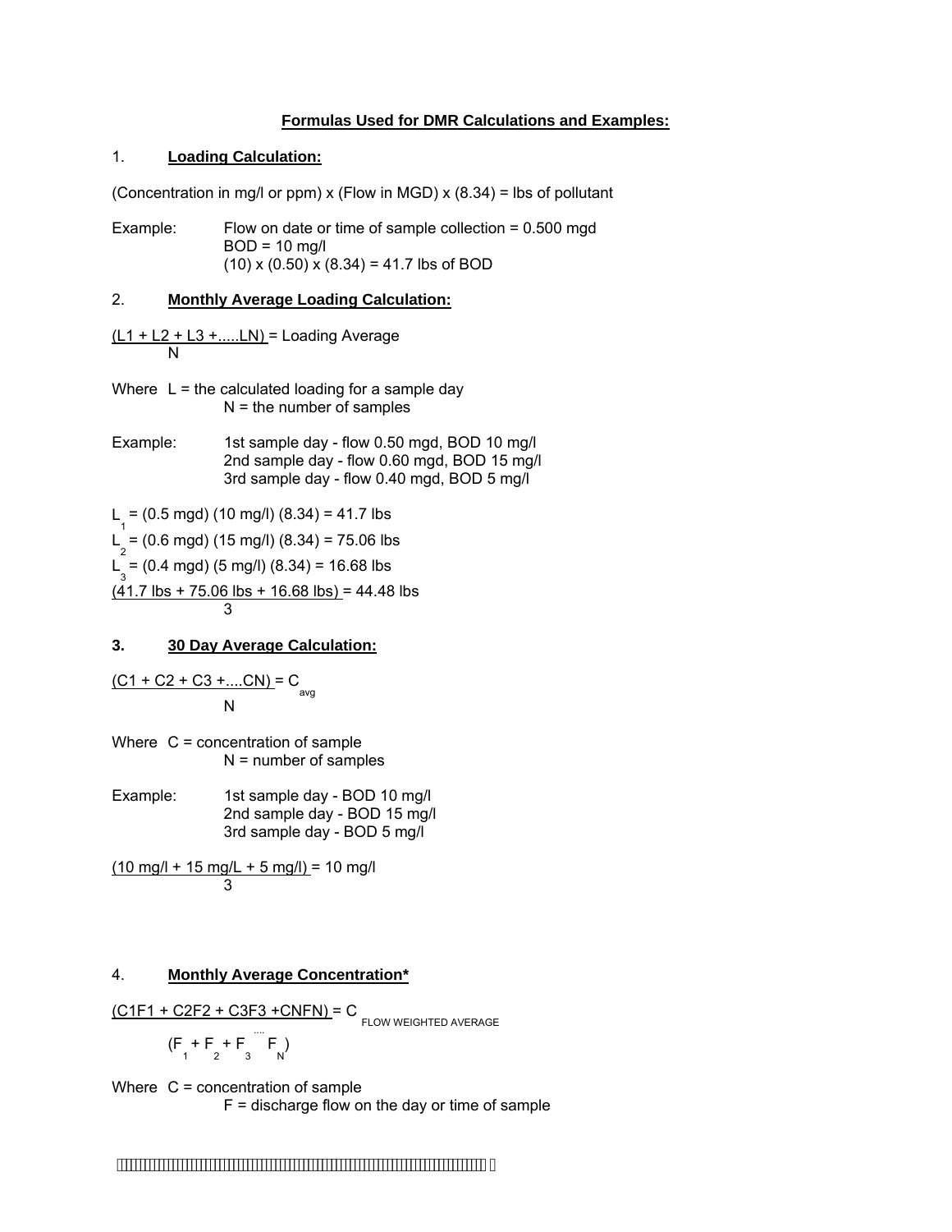## Formulas Used for DMR Calculations and Examples:

1. **Loading Calculation:**

(Concentration in mg/l or ppm) x (Flow in MGD) x (8.34) = lbs of pollutant

Example: Flow on date or time of sample collection = 0.500 mgd
BOD = 10 mg/l
(10) x (0.50) x (8.34) = 41.7 lbs of BOD

2. **Monthly Average Loading Calculation:**

$$\frac{(L1 + L2 + L3 + \ldots LN)}{N} = \text{Loading Average}$$

Where L = the calculated loading for a sample day
N = the number of samples

Example: 1st sample day - flow 0.50 mgd, BOD 10 mg/l
2nd sample day - flow 0.60 mgd, BOD 15 mg/l
3rd sample day - flow 0.40 mgd, BOD 5 mg/l

$L_1$ = (0.5 mgd) (10 mg/l) (8.34) = 41.7 lbs
$L_2$ = (0.6 mgd) (15 mg/l) (8.34) = 75.06 lbs
$L_3$ = (0.4 mgd) (5 mg/l) (8.34) = 16.68 lbs

$$\frac{(41.7 \text{ lbs} + 75.06 \text{ lbs} + 16.68 \text{ lbs})}{3} = 44.48 \text{ lbs}$$

**3. 30 Day Average Calculation:**

$$\frac{(C1 + C2 + C3 + \ldots CN)}{N} = C_{avg}$$

Where C = concentration of sample
N = number of samples

Example: 1st sample day - BOD 10 mg/l
2nd sample day - BOD 15 mg/l
3rd sample day - BOD 5 mg/l

$$\frac{(10 \text{ mg/l} + 15 \text{ mg/L} + 5 \text{ mg/l})}{3} = 10 \text{ mg/l}$$

4. **Monthly Average Concentration***

$$\frac{(C1F1 + C2F2 + C3F3 + CNFN)}{(F_1 + F_2 + F_3 \ldots F_N)} = C_{\text{FLOW WEIGHTED AVERAGE}}$$

Where C = concentration of sample
F = discharge flow on the day or time of sample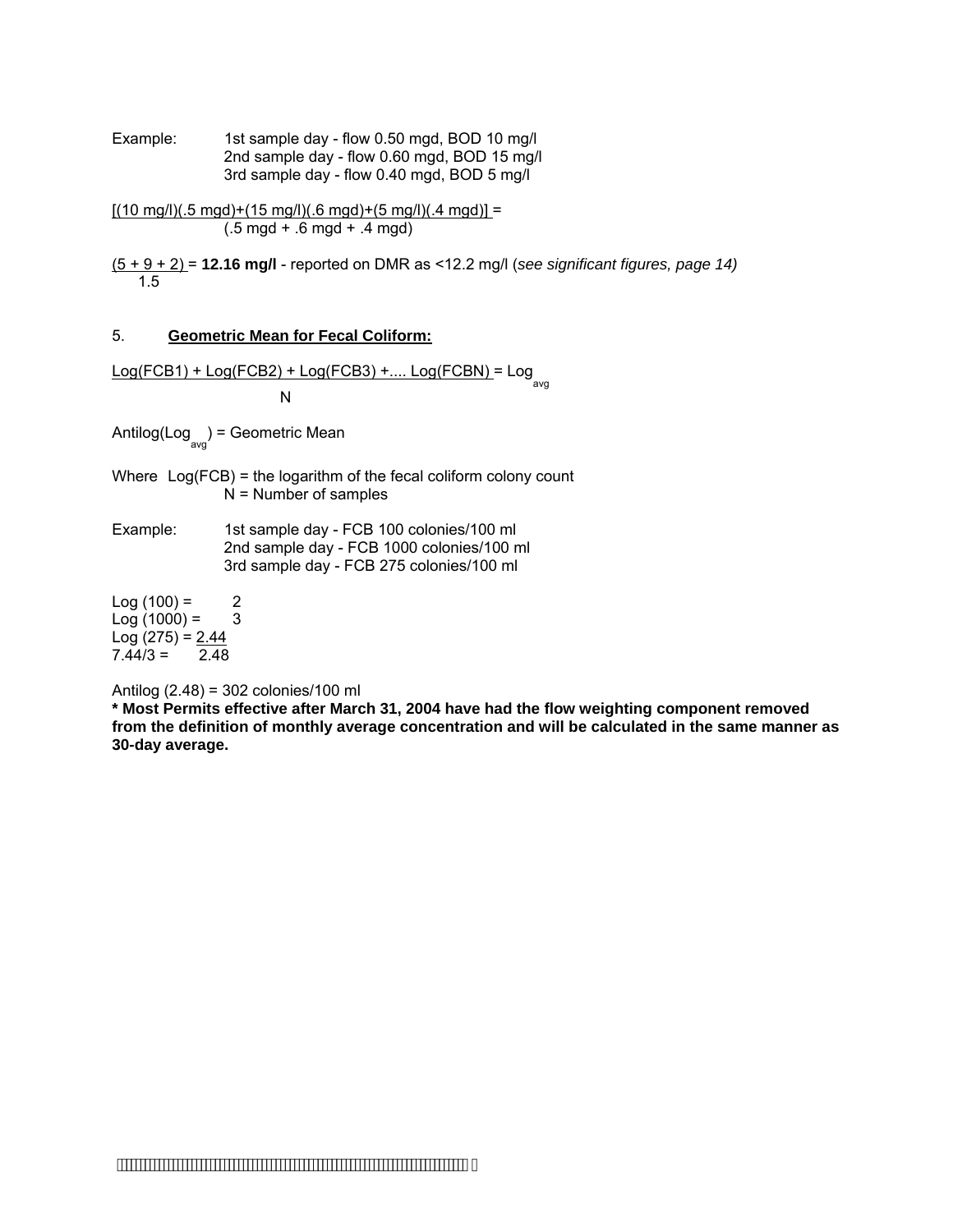Example: 1st sample day - flow 0.50 mgd, BOD 10 mg/l
2nd sample day - flow 0.60 mgd, BOD 15 mg/l
3rd sample day - flow 0.40 mgd, BOD 5 mg/l

$$\frac{[(10 \text{ mg/l})(.5 \text{ mgd})+(15 \text{ mg/l})(.6 \text{ mgd})+(5 \text{ mg/l})(.4 \text{ mgd})]}{(.5 \text{ mgd} + .6 \text{ mgd} + .4 \text{ mgd})} =$$

$$\frac{(5 + 9 + 2)}{1.5} = \mathbf{12.16 \text{ mg/l}}$$

- reported on DMR as <12.2 mg/l (*see significant figures, page 14)*

5. **Geometric Mean for Fecal Coliform:**

$$\frac{\text{Log}(FCB1) + \text{Log}(FCB2) + \text{Log}(FCB3) + .... \text{Log}(FCBN)}{N} = \text{Log}_{avg}$$

$\text{Antilog}(\text{Log}_{avg})$ = Geometric Mean

Where Log(FCB) = the logarithm of the fecal coliform colony count
N = Number of samples

Example: 1st sample day - FCB 100 colonies/100 ml
2nd sample day - FCB 1000 colonies/100 ml
3rd sample day - FCB 275 colonies/100 ml

Log (100) = 2
Log (1000) = 3
Log (275) = 2.44
7.44/3 = 2.48

Antilog (2.48) = 302 colonies/100 ml

**\* Most Permits effective after March 31, 2004 have had the flow weighting component removed from the definition of monthly average concentration and will be calculated in the same manner as 30-day average.**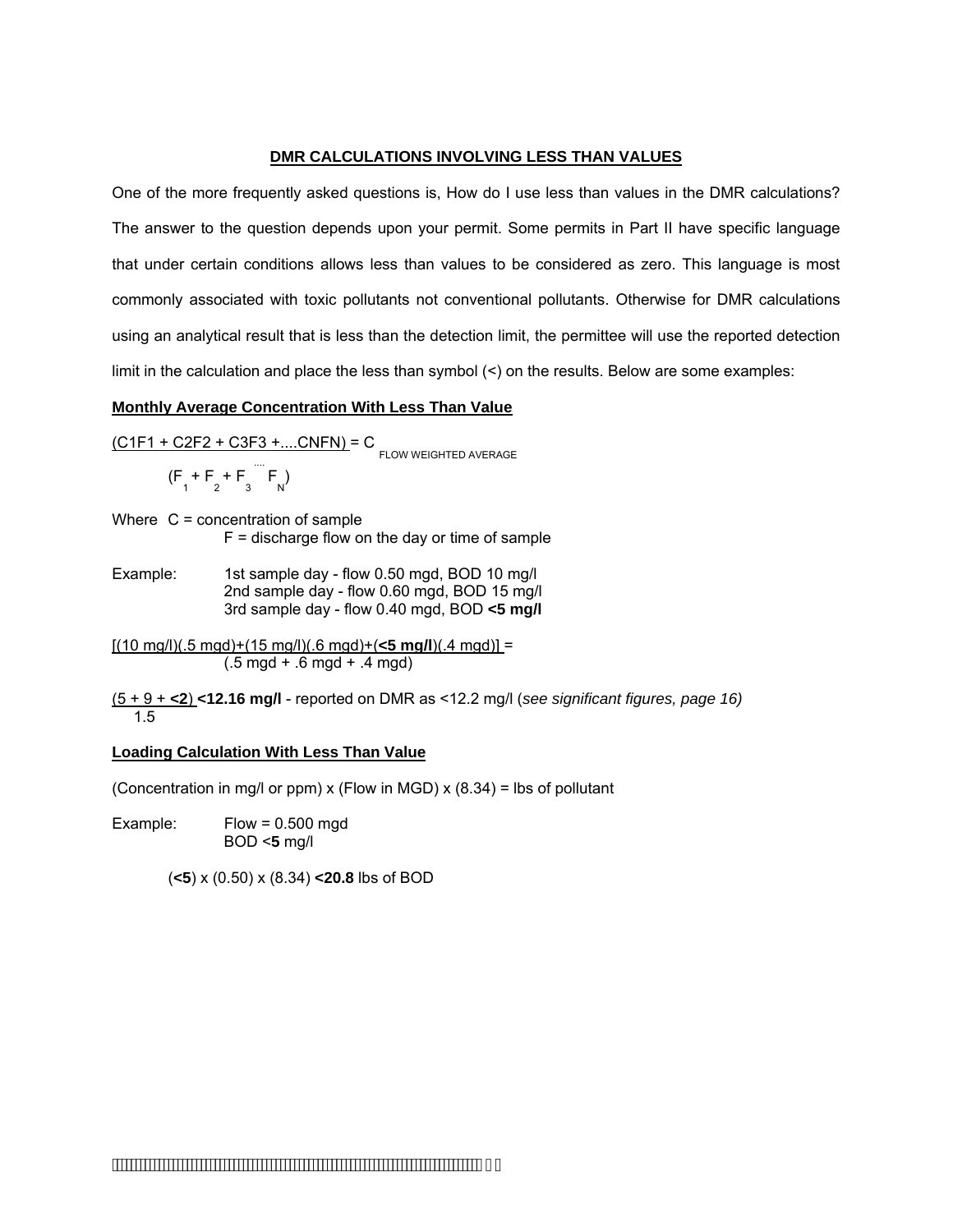# DMR CALCULATIONS INVOLVING LESS THAN VALUES

One of the more frequently asked questions is, How do I use less than values in the DMR calculations? The answer to the question depends upon your permit. Some permits in Part II have specific language that under certain conditions allows less than values to be considered as zero. This language is most commonly associated with toxic pollutants not conventional pollutants. Otherwise for DMR calculations using an analytical result that is less than the detection limit, the permittee will use the reported detection limit in the calculation and place the less than symbol (<) on the results. Below are some examples:

## Monthly Average Concentration With Less Than Value

$$\frac{(C1F1 + C2F2 + C3F3 + \ldots CNFN)}{(F_1 + F_2 + F_3 \ldots F_N)} = C_{\text{FLOW WEIGHTED AVERAGE}}$$

Where C = concentration of sample
F = discharge flow on the day or time of sample

Example:
1st sample day - flow 0.50 mgd, BOD 10 mg/l
2nd sample day - flow 0.60 mgd, BOD 15 mg/l
3rd sample day - flow 0.40 mgd, BOD **<5 mg/l**

$$\frac{[(10 \text{ mg/l})(.5 \text{ mgd})+(15 \text{ mg/l})(.6 \text{ mgd})+(\mathbf{<5 \text{ mg/l}})(.4 \text{ mgd})]}{(.5 \text{ mgd} + .6 \text{ mgd} + .4 \text{ mgd})} =$$

$$\frac{(5 + 9 + \mathbf{<2})}{1.5} \;\mathbf{<12.16 \text{ mg/l}}$$

- reported on DMR as <12.2 mg/l (*see significant figures, page 16)*

## Loading Calculation With Less Than Value

(Concentration in mg/l or ppm) x (Flow in MGD) x (8.34) = lbs of pollutant

Example:
Flow = 0.500 mgd
BOD <**5** mg/l

(**<5**) x (0.50) x (8.34) **<20.8** lbs of BOD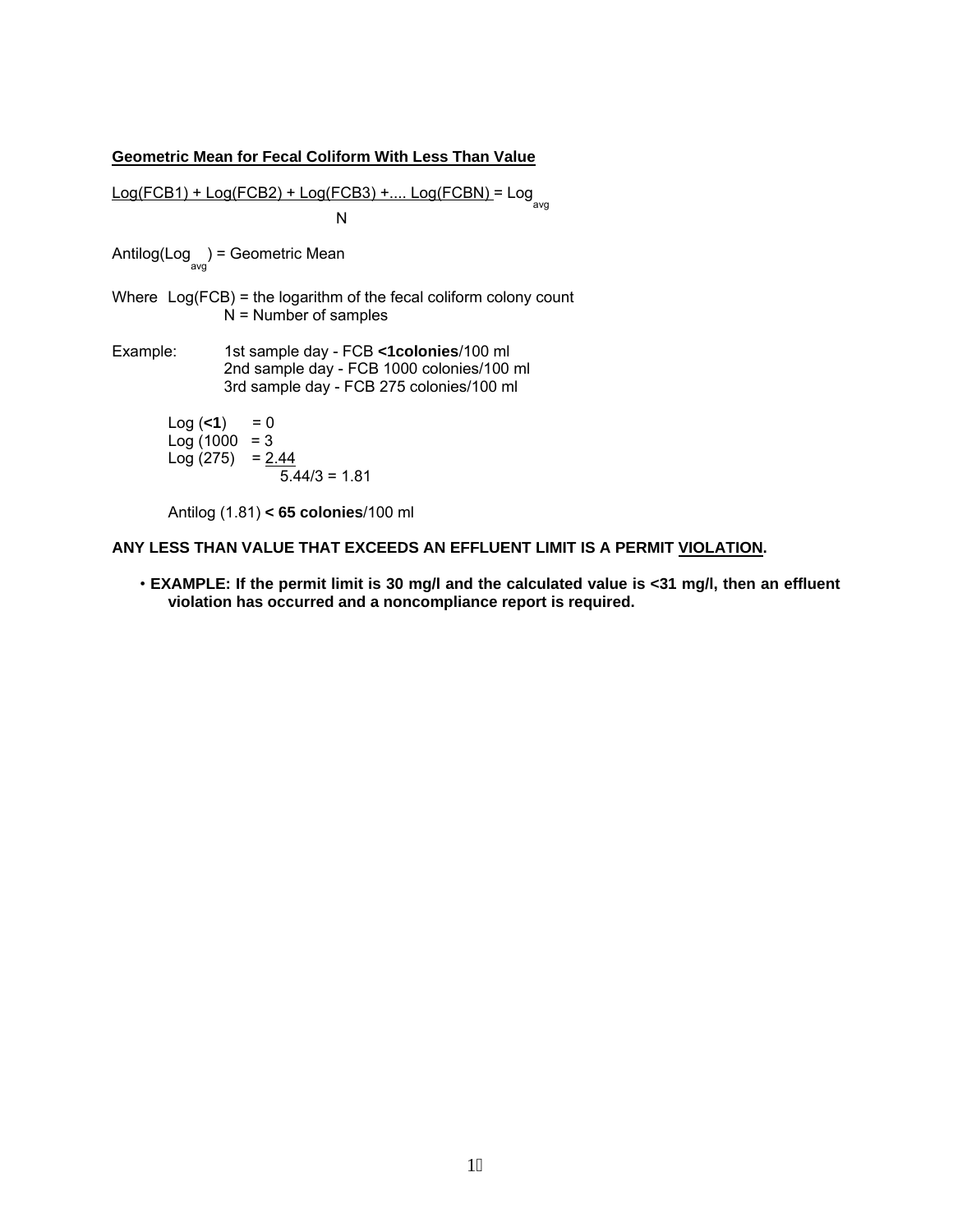**Geometric Mean for Fecal Coliform With Less Than Value**

$$\frac{\text{Log(FCB1)} + \text{Log(FCB2)} + \text{Log(FCB3)} + \ldots \text{Log(FCBN)}}{N} = \text{Log}_{avg}$$

$\text{Antilog}(\text{Log}_{avg})$ = Geometric Mean

Where Log(FCB) = the logarithm of the fecal coliform colony count
N = Number of samples

Example:
1st sample day - FCB **<1colonies**/100 ml
2nd sample day - FCB 1000 colonies/100 ml
3rd sample day - FCB 275 colonies/100 ml

Log (**<1**) = 0
Log (1000 = 3
Log (275) = 2.44
5.44/3 = 1.81

Antilog (1.81) **< 65 colonies**/100 ml

**ANY LESS THAN VALUE THAT EXCEEDS AN EFFLUENT LIMIT IS A PERMIT VIOLATION.**

- **EXAMPLE: If the permit limit is 30 mg/l and the calculated value is <31 mg/l, then an effluent violation has occurred and a noncompliance report is required.**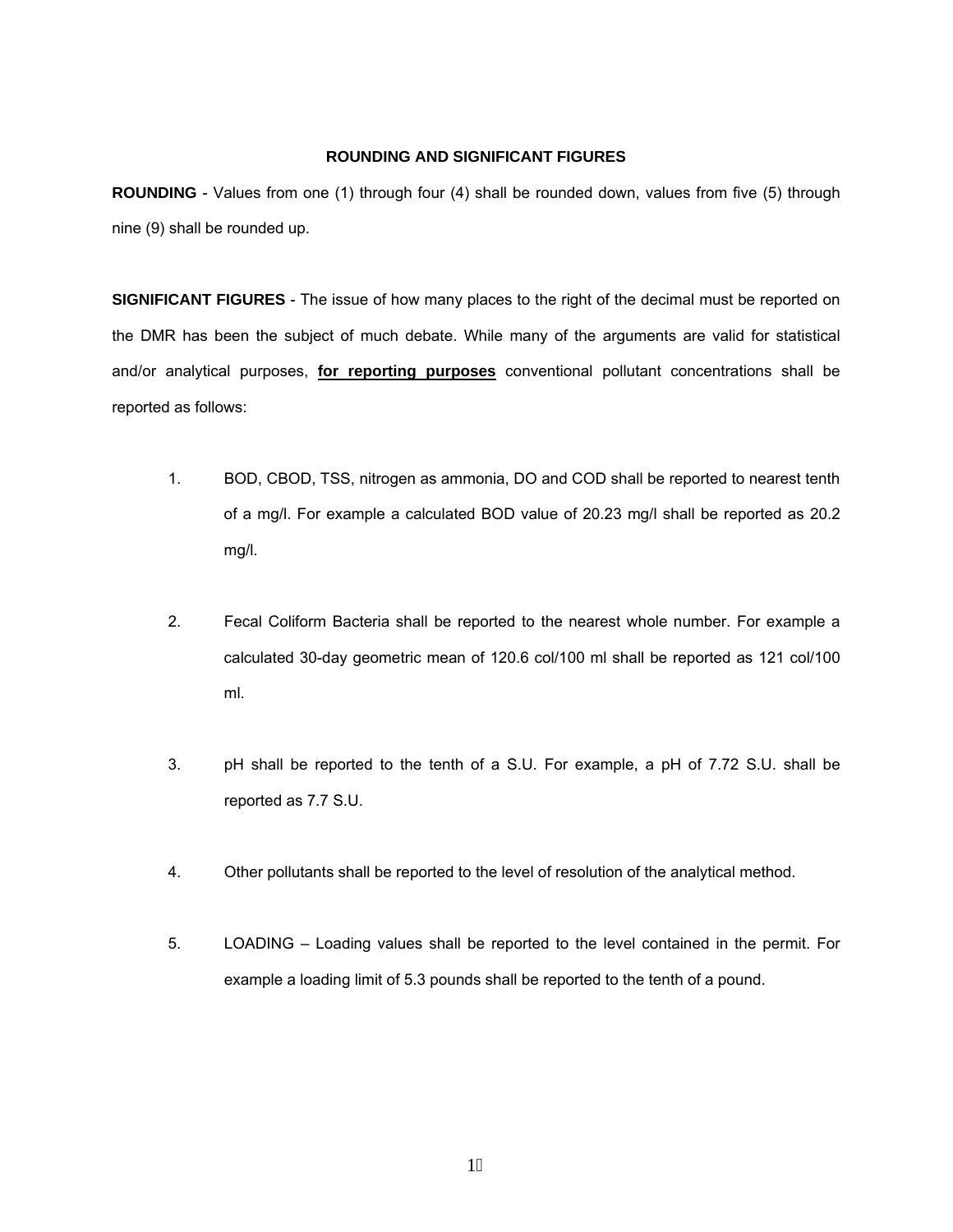## ROUNDING AND SIGNIFICANT FIGURES

**ROUNDING** - Values from one (1) through four (4) shall be rounded down, values from five (5) through nine (9) shall be rounded up.

**SIGNIFICANT FIGURES** - The issue of how many places to the right of the decimal must be reported on the DMR has been the subject of much debate. While many of the arguments are valid for statistical and/or analytical purposes, **<u>for reporting purposes</u>** conventional pollutant concentrations shall be reported as follows:

1. BOD, CBOD, TSS, nitrogen as ammonia, DO and COD shall be reported to nearest tenth of a mg/l. For example a calculated BOD value of 20.23 mg/l shall be reported as 20.2 mg/l.

2. Fecal Coliform Bacteria shall be reported to the nearest whole number. For example a calculated 30-day geometric mean of 120.6 col/100 ml shall be reported as 121 col/100 ml.

3. pH shall be reported to the tenth of a S.U. For example, a pH of 7.72 S.U. shall be reported as 7.7 S.U.

4. Other pollutants shall be reported to the level of resolution of the analytical method.

5. LOADING – Loading values shall be reported to the level contained in the permit. For example a loading limit of 5.3 pounds shall be reported to the tenth of a pound.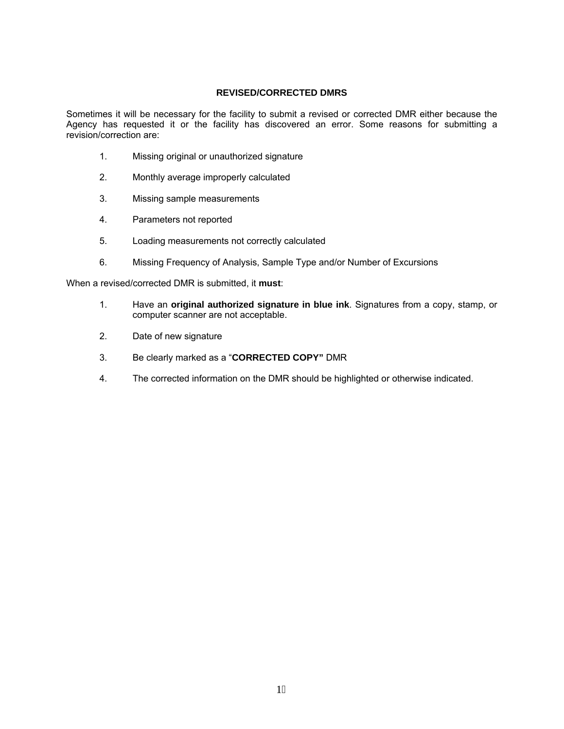## REVISED/CORRECTED DMRS

Sometimes it will be necessary for the facility to submit a revised or corrected DMR either because the Agency has requested it or the facility has discovered an error. Some reasons for submitting a revision/correction are:

1. Missing original or unauthorized signature
2. Monthly average improperly calculated
3. Missing sample measurements
4. Parameters not reported
5. Loading measurements not correctly calculated
6. Missing Frequency of Analysis, Sample Type and/or Number of Excursions

When a revised/corrected DMR is submitted, it **must**:

1. Have an **original authorized signature in blue ink**. Signatures from a copy, stamp, or computer scanner are not acceptable.
2. Date of new signature
3. Be clearly marked as a "**CORRECTED COPY"** DMR
4. The corrected information on the DMR should be highlighted or otherwise indicated.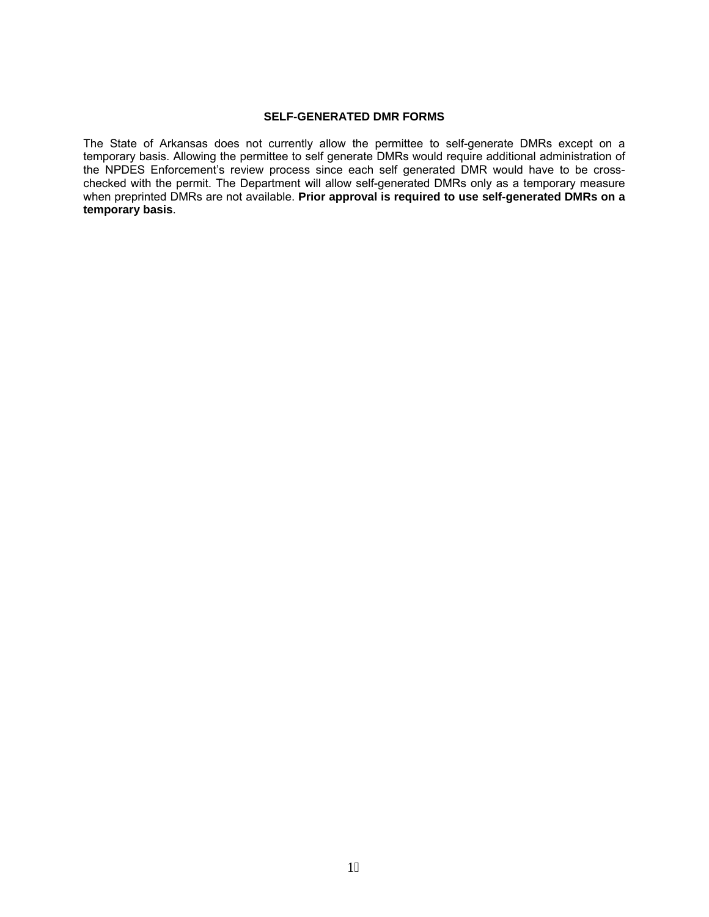## SELF-GENERATED DMR FORMS

The State of Arkansas does not currently allow the permittee to self-generate DMRs except on a temporary basis. Allowing the permittee to self generate DMRs would require additional administration of the NPDES Enforcement's review process since each self generated DMR would have to be cross-checked with the permit. The Department will allow self-generated DMRs only as a temporary measure when preprinted DMRs are not available. **Prior approval is required to use self-generated DMRs on a temporary basis**.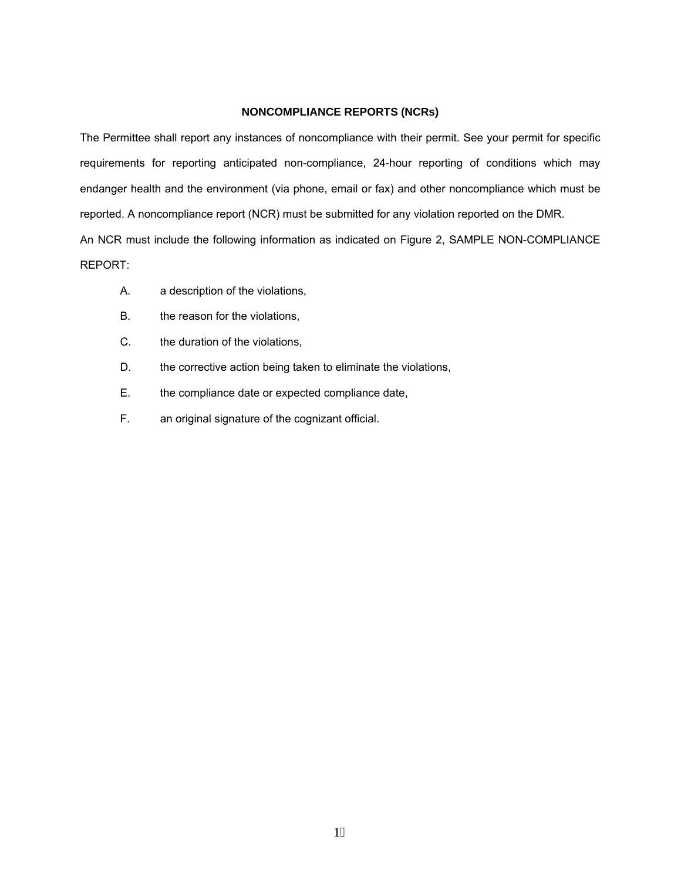## NONCOMPLIANCE REPORTS (NCRs)

The Permittee shall report any instances of noncompliance with their permit. See your permit for specific requirements for reporting anticipated non-compliance, 24-hour reporting of conditions which may endanger health and the environment (via phone, email or fax) and other noncompliance which must be reported. A noncompliance report (NCR) must be submitted for any violation reported on the DMR.

An NCR must include the following information as indicated on Figure 2, SAMPLE NON-COMPLIANCE REPORT:

A. a description of the violations,

B. the reason for the violations,

C. the duration of the violations,

D. the corrective action being taken to eliminate the violations,

E. the compliance date or expected compliance date,

F. an original signature of the cognizant official.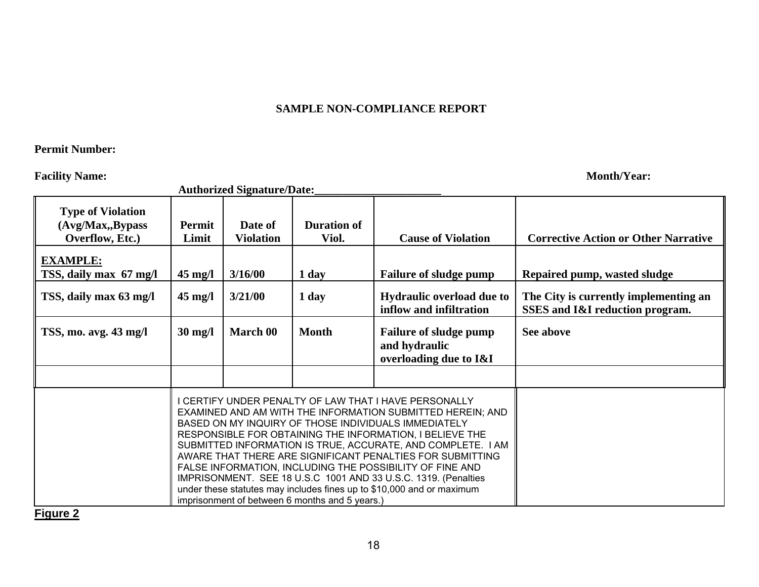**SAMPLE NON-COMPLIANCE REPORT**

**Permit Number:**

**Facility Name:** **Month/Year:**

**Authorized Signature/Date:_____________________**

| Type of Violation (Avg/Max,,Bypass Overflow, Etc.) | Permit Limit | Date of Violation | Duration of Viol. | Cause of Violation | Corrective Action or Other Narrative |
|---|---|---|---|---|---|
| **EXAMPLE:** TSS, daily max 67 mg/l | 45 mg/l | 3/16/00 | 1 day | Failure of sludge pump | Repaired pump, wasted sludge |
| TSS, daily max 63 mg/l | 45 mg/l | 3/21/00 | 1 day | Hydraulic overload due to inflow and infiltration | The City is currently implementing an SSES and I&I reduction program. |
| TSS, mo. avg. 43 mg/l | 30 mg/l | March 00 | Month | Failure of sludge pump and hydraulic overloading due to I&I | See above |
| | | | | | |

I CERTIFY UNDER PENALTY OF LAW THAT I HAVE PERSONALLY EXAMINED AND AM WITH THE INFORMATION SUBMITTED HEREIN; AND BASED ON MY INQUIRY OF THOSE INDIVIDUALS IMMEDIATELY RESPONSIBLE FOR OBTAINING THE INFORMATION, I BELIEVE THE SUBMITTED INFORMATION IS TRUE, ACCURATE, AND COMPLETE. I AM AWARE THAT THERE ARE SIGNIFICANT PENALTIES FOR SUBMITTING FALSE INFORMATION, INCLUDING THE POSSIBILITY OF FINE AND IMPRISONMENT. SEE 18 U.S.C 1001 AND 33 U.S.C. 1319. (Penalties under these statutes may includes fines up to $10,000 and or maximum imprisonment of between 6 months and 5 years.)

**Figure 2**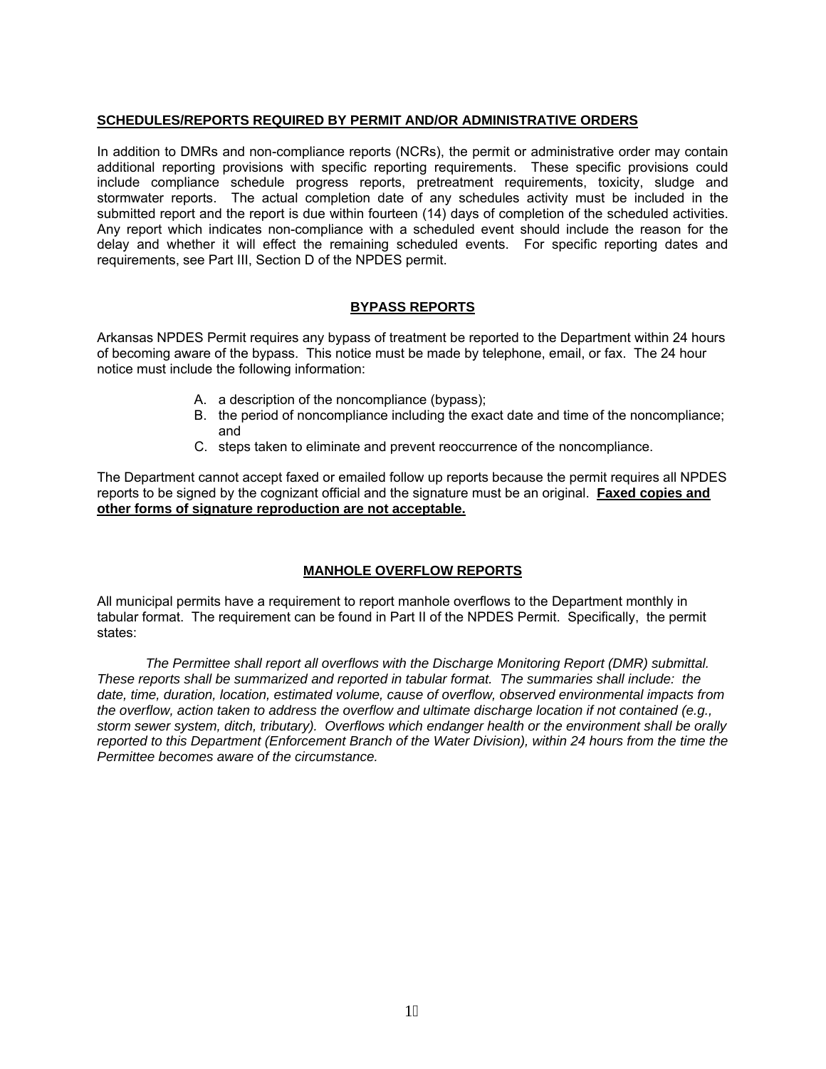**SCHEDULES/REPORTS REQUIRED BY PERMIT AND/OR ADMINISTRATIVE ORDERS**

In addition to DMRs and non-compliance reports (NCRs), the permit or administrative order may contain additional reporting provisions with specific reporting requirements. These specific provisions could include compliance schedule progress reports, pretreatment requirements, toxicity, sludge and stormwater reports. The actual completion date of any schedules activity must be included in the submitted report and the report is due within fourteen (14) days of completion of the scheduled activities. Any report which indicates non-compliance with a scheduled event should include the reason for the delay and whether it will effect the remaining scheduled events. For specific reporting dates and requirements, see Part III, Section D of the NPDES permit.

## BYPASS REPORTS

Arkansas NPDES Permit requires any bypass of treatment be reported to the Department within 24 hours of becoming aware of the bypass. This notice must be made by telephone, email, or fax. The 24 hour notice must include the following information:

A. a description of the noncompliance (bypass);
B. the period of noncompliance including the exact date and time of the noncompliance; and
C. steps taken to eliminate and prevent reoccurrence of the noncompliance.

The Department cannot accept faxed or emailed follow up reports because the permit requires all NPDES reports to be signed by the cognizant official and the signature must be an original. **Faxed copies and other forms of signature reproduction are not acceptable.**

## MANHOLE OVERFLOW REPORTS

All municipal permits have a requirement to report manhole overflows to the Department monthly in tabular format. The requirement can be found in Part II of the NPDES Permit. Specifically, the permit states:

*The Permittee shall report all overflows with the Discharge Monitoring Report (DMR) submittal. These reports shall be summarized and reported in tabular format. The summaries shall include: the date, time, duration, location, estimated volume, cause of overflow, observed environmental impacts from the overflow, action taken to address the overflow and ultimate discharge location if not contained (e.g., storm sewer system, ditch, tributary). Overflows which endanger health or the environment shall be orally reported to this Department (Enforcement Branch of the Water Division), within 24 hours from the time the Permittee becomes aware of the circumstance.*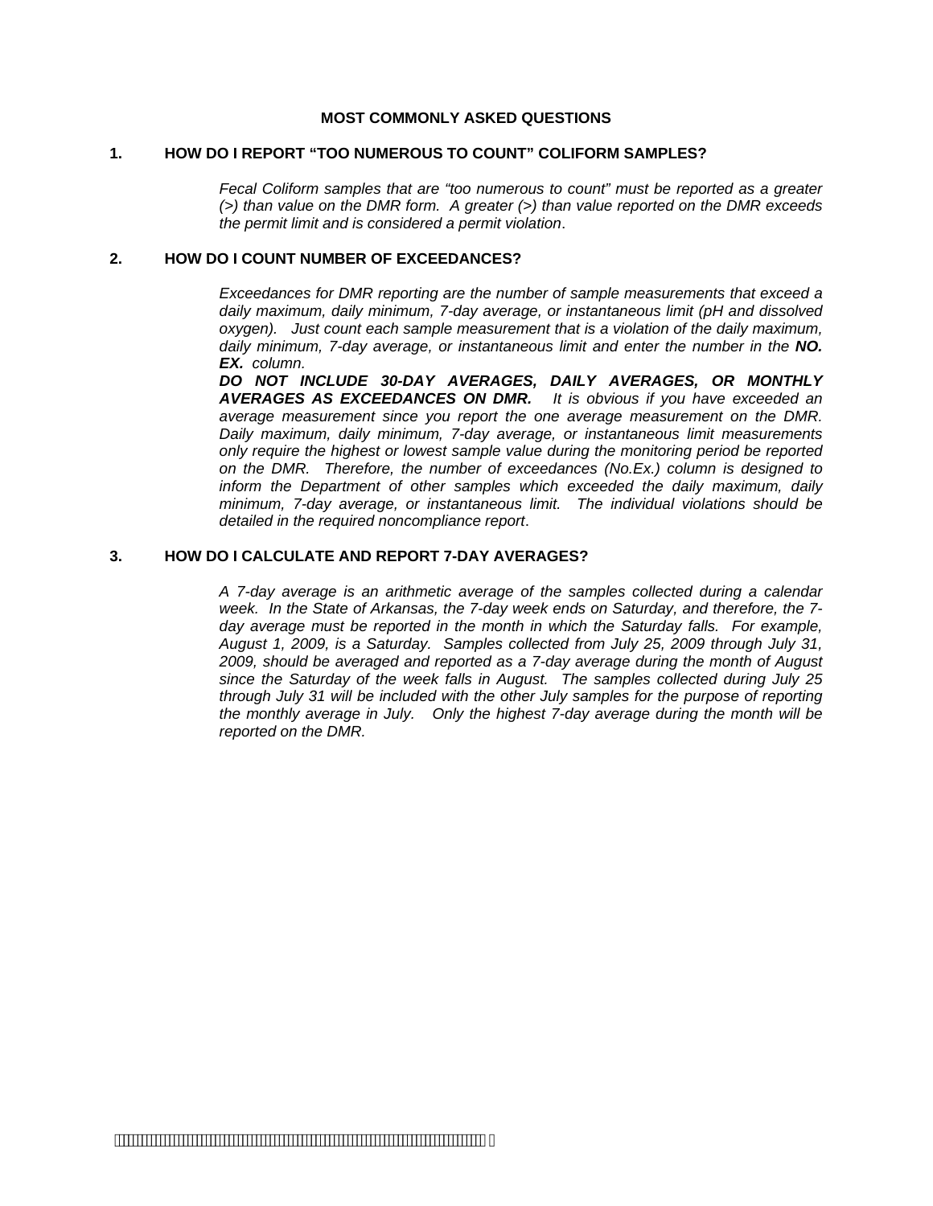## MOST COMMONLY ASKED QUESTIONS

### 1. HOW DO I REPORT "TOO NUMEROUS TO COUNT" COLIFORM SAMPLES?

*Fecal Coliform samples that are "too numerous to count" must be reported as a greater (>) than value on the DMR form. A greater (>) than value reported on the DMR exceeds the permit limit and is considered a permit violation*.

### 2. HOW DO I COUNT NUMBER OF EXCEEDANCES?

*Exceedances for DMR reporting are the number of sample measurements that exceed a daily maximum, daily minimum, 7-day average, or instantaneous limit (pH and dissolved oxygen). Just count each sample measurement that is a violation of the daily maximum, daily minimum, 7-day average, or instantaneous limit and enter the number in the* ***NO. EX.*** *column.*

***DO NOT INCLUDE 30-DAY AVERAGES, DAILY AVERAGES, OR MONTHLY AVERAGES AS EXCEEDANCES ON DMR.*** *It is obvious if you have exceeded an average measurement since you report the one average measurement on the DMR. Daily maximum, daily minimum, 7-day average, or instantaneous limit measurements only require the highest or lowest sample value during the monitoring period be reported on the DMR. Therefore, the number of exceedances (No.Ex.) column is designed to inform the Department of other samples which exceeded the daily maximum, daily minimum, 7-day average, or instantaneous limit. The individual violations should be detailed in the required noncompliance report*.

### 3. HOW DO I CALCULATE AND REPORT 7-DAY AVERAGES?

*A 7-day average is an arithmetic average of the samples collected during a calendar week. In the State of Arkansas, the 7-day week ends on Saturday, and therefore, the 7-day average must be reported in the month in which the Saturday falls. For example, August 1, 2009, is a Saturday. Samples collected from July 25, 2009 through July 31, 2009, should be averaged and reported as a 7-day average during the month of August since the Saturday of the week falls in August. The samples collected during July 25 through July 31 will be included with the other July samples for the purpose of reporting the monthly average in July. Only the highest 7-day average during the month will be reported on the DMR.*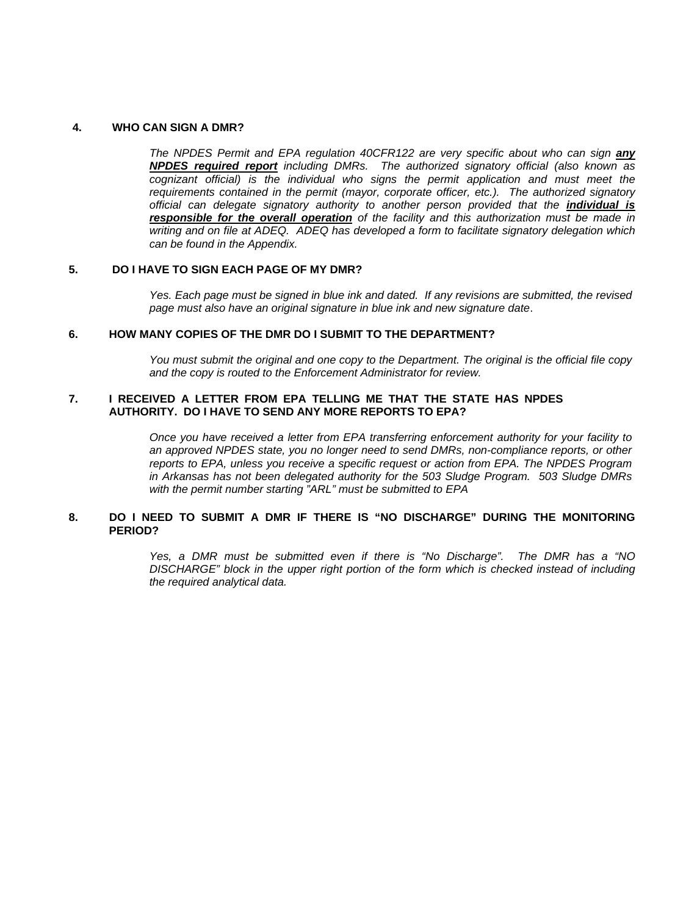## 4. WHO CAN SIGN A DMR?

*The NPDES Permit and EPA regulation 40CFR122 are very specific about who can sign* ***any NPDES required report*** *including DMRs. The authorized signatory official (also known as cognizant official) is the individual who signs the permit application and must meet the requirements contained in the permit (mayor, corporate officer, etc.). The authorized signatory official can delegate signatory authority to another person provided that the* ***individual is responsible for the overall operation*** *of the facility and this authorization must be made in writing and on file at ADEQ. ADEQ has developed a form to facilitate signatory delegation which can be found in the Appendix.*

## 5. DO I HAVE TO SIGN EACH PAGE OF MY DMR?

*Yes. Each page must be signed in blue ink and dated. If any revisions are submitted, the revised page must also have an original signature in blue ink and new signature date*.

## 6. HOW MANY COPIES OF THE DMR DO I SUBMIT TO THE DEPARTMENT?

*You must submit the original and one copy to the Department. The original is the official file copy and the copy is routed to the Enforcement Administrator for review.*

## 7. I RECEIVED A LETTER FROM EPA TELLING ME THAT THE STATE HAS NPDES AUTHORITY. DO I HAVE TO SEND ANY MORE REPORTS TO EPA?

*Once you have received a letter from EPA transferring enforcement authority for your facility to an approved NPDES state, you no longer need to send DMRs, non-compliance reports, or other reports to EPA, unless you receive a specific request or action from EPA. The NPDES Program in Arkansas has not been delegated authority for the 503 Sludge Program. 503 Sludge DMRs with the permit number starting "ARL" must be submitted to EPA*

## 8. DO I NEED TO SUBMIT A DMR IF THERE IS "NO DISCHARGE" DURING THE MONITORING PERIOD?

*Yes, a DMR must be submitted even if there is "No Discharge". The DMR has a "NO DISCHARGE" block in the upper right portion of the form which is checked instead of including the required analytical data.*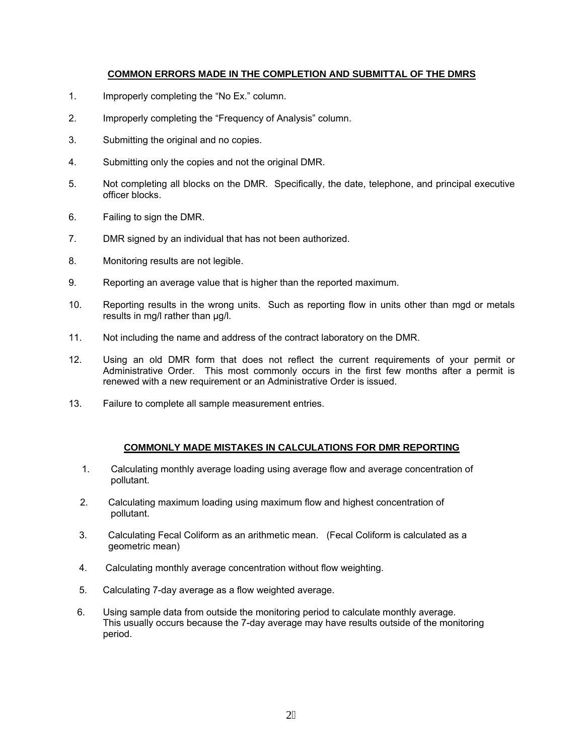## COMMON ERRORS MADE IN THE COMPLETION AND SUBMITTAL OF THE DMRS

1. Improperly completing the “No Ex.” column.
2. Improperly completing the “Frequency of Analysis” column.
3. Submitting the original and no copies.
4. Submitting only the copies and not the original DMR.
5. Not completing all blocks on the DMR. Specifically, the date, telephone, and principal executive officer blocks.
6. Failing to sign the DMR.
7. DMR signed by an individual that has not been authorized.
8. Monitoring results are not legible.
9. Reporting an average value that is higher than the reported maximum.
10. Reporting results in the wrong units. Such as reporting flow in units other than mgd or metals results in mg/l rather than µg/l.
11. Not including the name and address of the contract laboratory on the DMR.
12. Using an old DMR form that does not reflect the current requirements of your permit or Administrative Order. This most commonly occurs in the first few months after a permit is renewed with a new requirement or an Administrative Order is issued.
13. Failure to complete all sample measurement entries.

## COMMONLY MADE MISTAKES IN CALCULATIONS FOR DMR REPORTING

1. Calculating monthly average loading using average flow and average concentration of pollutant.
2. Calculating maximum loading using maximum flow and highest concentration of pollutant.
3. Calculating Fecal Coliform as an arithmetic mean. (Fecal Coliform is calculated as a geometric mean)
4. Calculating monthly average concentration without flow weighting.
5. Calculating 7-day average as a flow weighted average.
6. Using sample data from outside the monitoring period to calculate monthly average. This usually occurs because the 7-day average may have results outside of the monitoring period.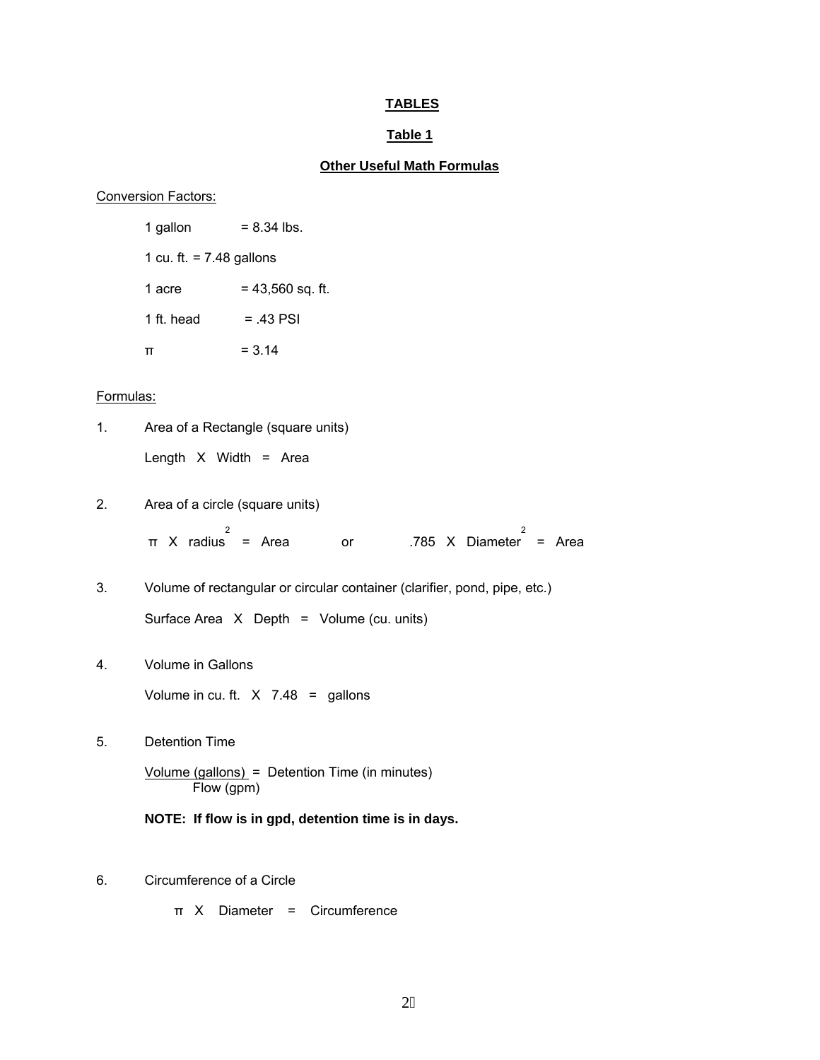# TABLES

## Table 1

### Other Useful Math Formulas

Conversion Factors:

1 gallon = 8.34 lbs.

1 cu. ft. = 7.48 gallons

1 acre = 43,560 sq. ft.

1 ft. head = .43 PSI

$\pi$ = 3.14

Formulas:

1. Area of a Rectangle (square units)

   Length X Width = Area

2. Area of a circle (square units)

   $\pi \times \text{radius}^2 = \text{Area}$ or $.785 \times \text{Diameter}^2 = \text{Area}$

3. Volume of rectangular or circular container (clarifier, pond, pipe, etc.)

   Surface Area X Depth = Volume (cu. units)

4. Volume in Gallons

   Volume in cu. ft. X 7.48 = gallons

5. Detention Time

   $$\frac{\text{Volume (gallons)}}{\text{Flow (gpm)}} = \text{Detention Time (in minutes)}$$

   **NOTE: If flow is in gpd, detention time is in days.**

6. Circumference of a Circle

   $\pi \times \text{Diameter} = \text{Circumference}$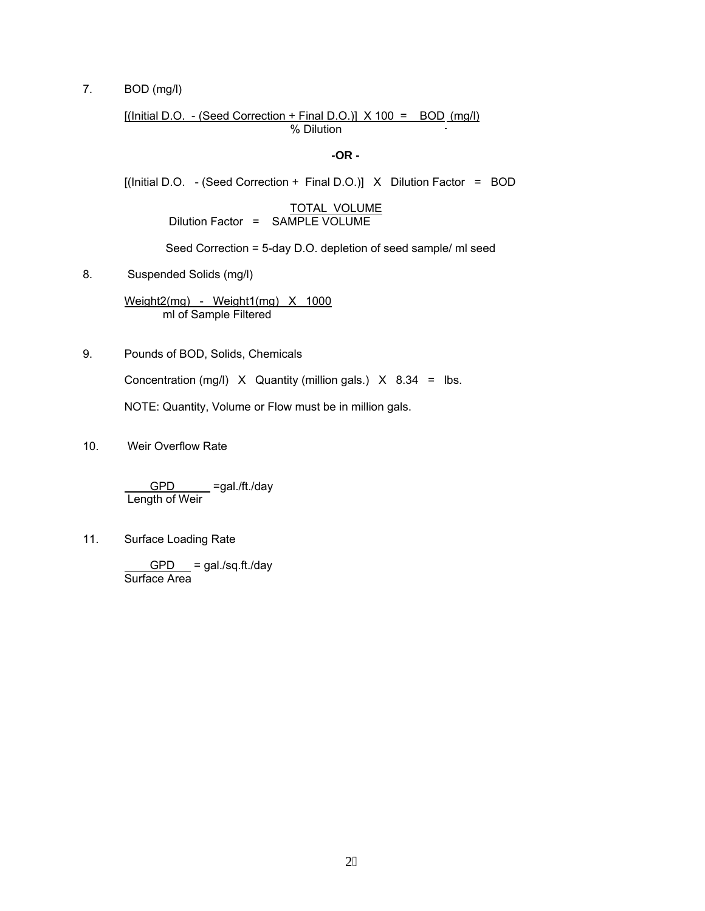7. BOD (mg/l)

$$\frac{[(\text{Initial D.O.} - (\text{Seed Correction} + \text{Final D.O.})] \times 100}{\%\ \text{Dilution}} = \text{BOD (mg/l)}$$

**-OR -**

[(Initial D.O. - (Seed Correction + Final D.O.)] X Dilution Factor = BOD

$$\text{Dilution Factor} = \frac{\text{TOTAL VOLUME}}{\text{SAMPLE VOLUME}}$$

Seed Correction = 5-day D.O. depletion of seed sample/ ml seed

8. Suspended Solids (mg/l)

$$\frac{\text{Weight2(mg)} - \text{Weight1(mg)} \times 1000}{\text{ml of Sample Filtered}}$$

9. Pounds of BOD, Solids, Chemicals

Concentration (mg/l) X Quantity (million gals.) X 8.34 = lbs.

NOTE: Quantity, Volume or Flow must be in million gals.

10. Weir Overflow Rate

$$\frac{\text{GPD}}{\text{Length of Weir}} = \text{gal./ft./day}$$

11. Surface Loading Rate

$$\frac{\text{GPD}}{\text{Surface Area}} = \text{gal./sq.ft./day}$$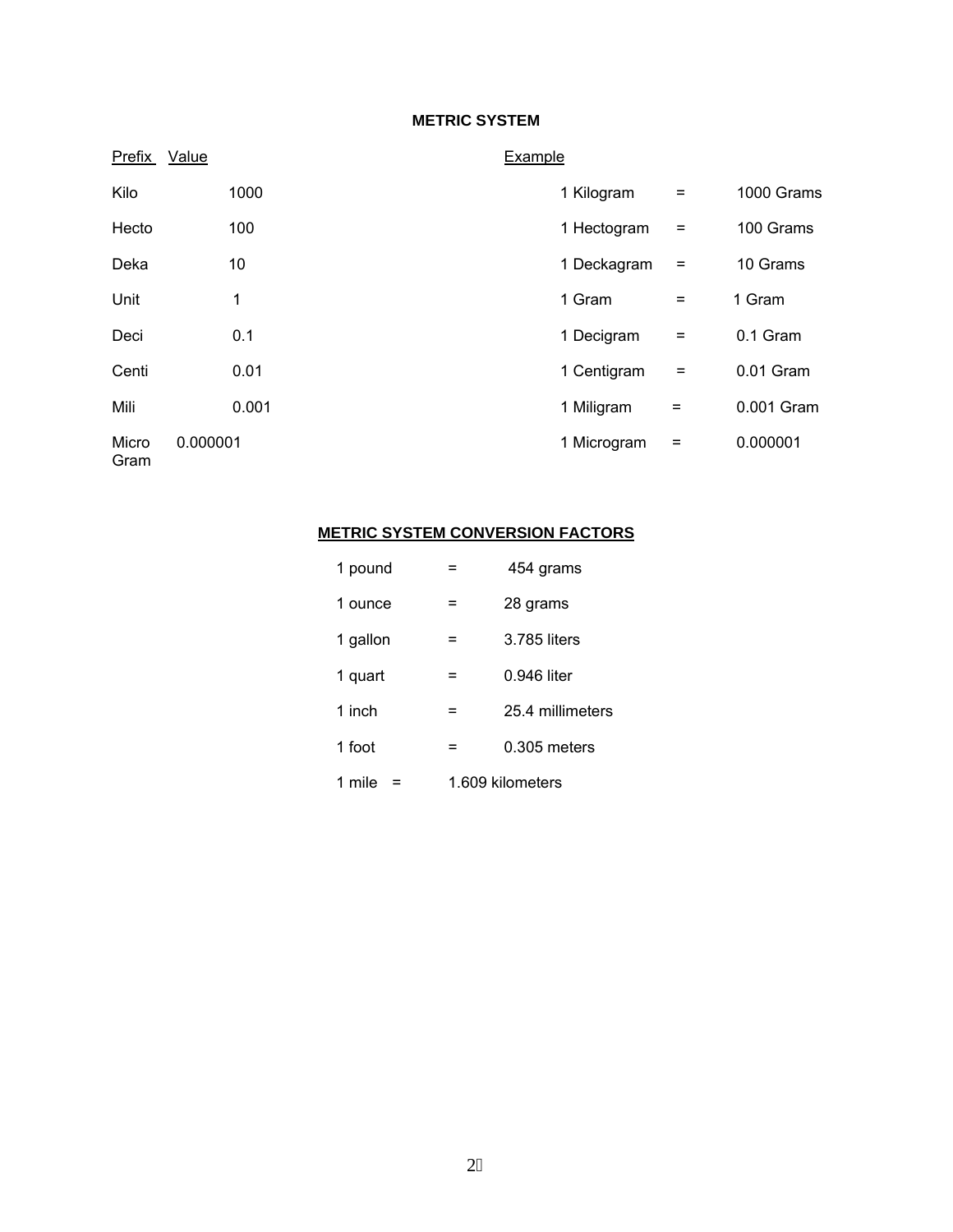## METRIC SYSTEM

| Prefix | Value | Example | | |
|---|---|---|---|---|
| Kilo | 1000 | 1 Kilogram | = | 1000 Grams |
| Hecto | 100 | 1 Hectogram | = | 100 Grams |
| Deka | 10 | 1 Deckagram | = | 10 Grams |
| Unit | 1 | 1 Gram | = | 1 Gram |
| Deci | 0.1 | 1 Decigram | = | 0.1 Gram |
| Centi | 0.01 | 1 Centigram | = | 0.01 Gram |
| Mili | 0.001 | 1 Miligram | = | 0.001 Gram |
| Micro Gram | 0.000001 | 1 Microgram | = | 0.000001 |

## METRIC SYSTEM CONVERSION FACTORS

| | | |
|---|---|---|
| 1 pound | = | 454 grams |
| 1 ounce | = | 28 grams |
| 1 gallon | = | 3.785 liters |
| 1 quart | = | 0.946 liter |
| 1 inch | = | 25.4 millimeters |
| 1 foot | = | 0.305 meters |
| 1 mile | = | 1.609 kilometers |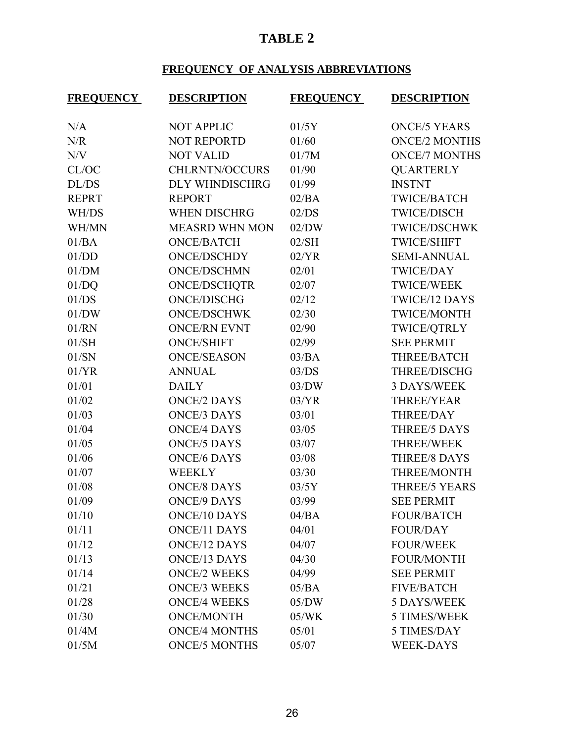# TABLE 2

## FREQUENCY OF ANALYSIS ABBREVIATIONS

| FREQUENCY | DESCRIPTION | FREQUENCY | DESCRIPTION |
|---|---|---|---|
| N/A | NOT APPLIC | 01/5Y | ONCE/5 YEARS |
| N/R | NOT REPORTD | 01/60 | ONCE/2 MONTHS |
| N/V | NOT VALID | 01/7M | ONCE/7 MONTHS |
| CL/OC | CHLRNTN/OCCURS | 01/90 | QUARTERLY |
| DL/DS | DLY WHNDISCHRG | 01/99 | INSTNT |
| REPRT | REPORT | 02/BA | TWICE/BATCH |
| WH/DS | WHEN DISCHRG | 02/DS | TWICE/DISCH |
| WH/MN | MEASRD WHN MON | 02/DW | TWICE/DSCHWK |
| 01/BA | ONCE/BATCH | 02/SH | TWICE/SHIFT |
| 01/DD | ONCE/DSCHDY | 02/YR | SEMI-ANNUAL |
| 01/DM | ONCE/DSCHMN | 02/01 | TWICE/DAY |
| 01/DQ | ONCE/DSCHQTR | 02/07 | TWICE/WEEK |
| 01/DS | ONCE/DISCHG | 02/12 | TWICE/12 DAYS |
| 01/DW | ONCE/DSCHWK | 02/30 | TWICE/MONTH |
| 01/RN | ONCE/RN EVNT | 02/90 | TWICE/QTRLY |
| 01/SH | ONCE/SHIFT | 02/99 | SEE PERMIT |
| 01/SN | ONCE/SEASON | 03/BA | THREE/BATCH |
| 01/YR | ANNUAL | 03/DS | THREE/DISCHG |
| 01/01 | DAILY | 03/DW | 3 DAYS/WEEK |
| 01/02 | ONCE/2 DAYS | 03/YR | THREE/YEAR |
| 01/03 | ONCE/3 DAYS | 03/01 | THREE/DAY |
| 01/04 | ONCE/4 DAYS | 03/05 | THREE/5 DAYS |
| 01/05 | ONCE/5 DAYS | 03/07 | THREE/WEEK |
| 01/06 | ONCE/6 DAYS | 03/08 | THREE/8 DAYS |
| 01/07 | WEEKLY | 03/30 | THREE/MONTH |
| 01/08 | ONCE/8 DAYS | 03/5Y | THREE/5 YEARS |
| 01/09 | ONCE/9 DAYS | 03/99 | SEE PERMIT |
| 01/10 | ONCE/10 DAYS | 04/BA | FOUR/BATCH |
| 01/11 | ONCE/11 DAYS | 04/01 | FOUR/DAY |
| 01/12 | ONCE/12 DAYS | 04/07 | FOUR/WEEK |
| 01/13 | ONCE/13 DAYS | 04/30 | FOUR/MONTH |
| 01/14 | ONCE/2 WEEKS | 04/99 | SEE PERMIT |
| 01/21 | ONCE/3 WEEKS | 05/BA | FIVE/BATCH |
| 01/28 | ONCE/4 WEEKS | 05/DW | 5 DAYS/WEEK |
| 01/30 | ONCE/MONTH | 05/WK | 5 TIMES/WEEK |
| 01/4M | ONCE/4 MONTHS | 05/01 | 5 TIMES/DAY |
| 01/5M | ONCE/5 MONTHS | 05/07 | WEEK-DAYS |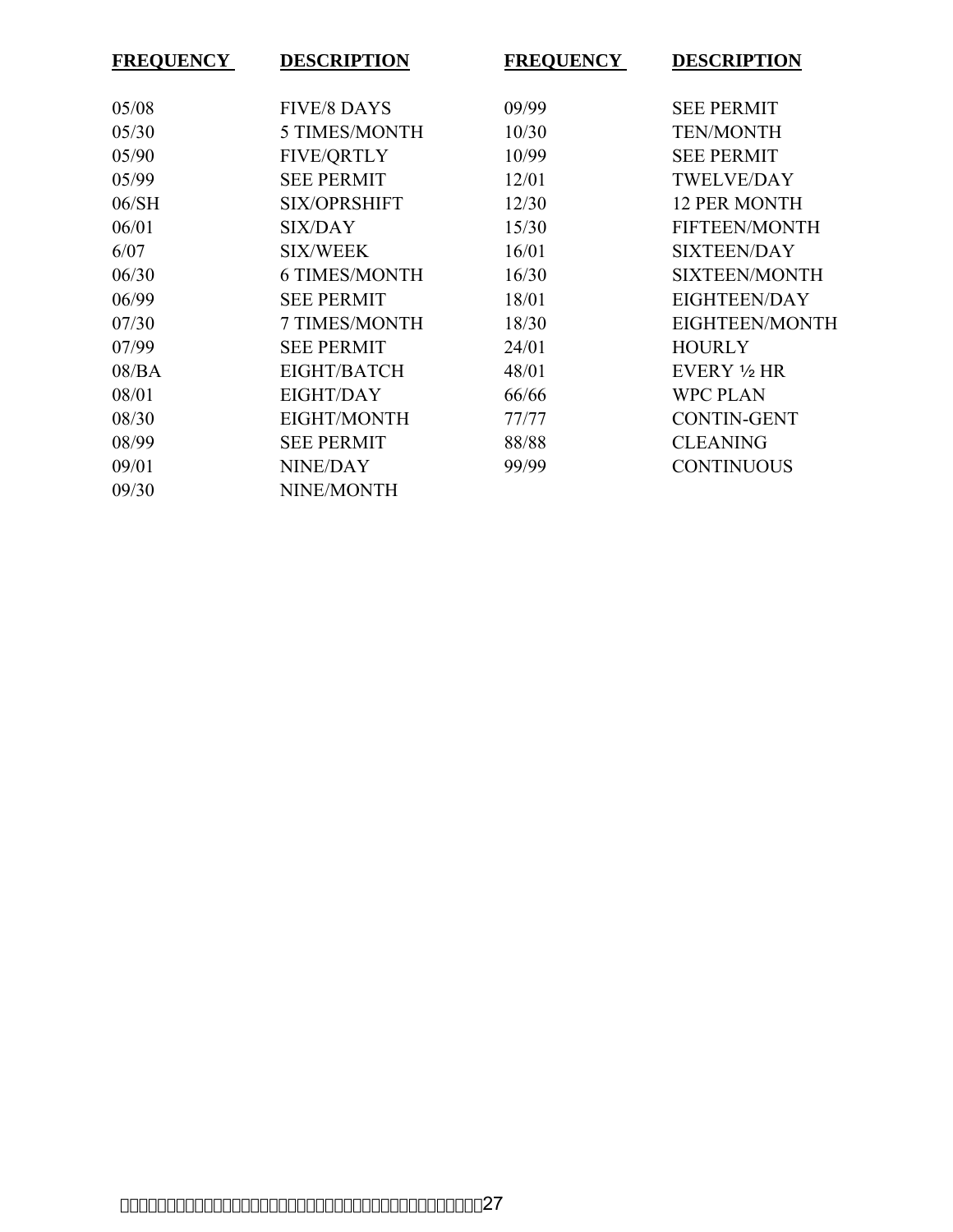| FREQUENCY | DESCRIPTION | FREQUENCY | DESCRIPTION |
|---|---|---|---|
| 05/08 | FIVE/8 DAYS | 09/99 | SEE PERMIT |
| 05/30 | 5 TIMES/MONTH | 10/30 | TEN/MONTH |
| 05/90 | FIVE/QRTLY | 10/99 | SEE PERMIT |
| 05/99 | SEE PERMIT | 12/01 | TWELVE/DAY |
| 06/SH | SIX/OPRSHIFT | 12/30 | 12 PER MONTH |
| 06/01 | SIX/DAY | 15/30 | FIFTEEN/MONTH |
| 6/07 | SIX/WEEK | 16/01 | SIXTEEN/DAY |
| 06/30 | 6 TIMES/MONTH | 16/30 | SIXTEEN/MONTH |
| 06/99 | SEE PERMIT | 18/01 | EIGHTEEN/DAY |
| 07/30 | 7 TIMES/MONTH | 18/30 | EIGHTEEN/MONTH |
| 07/99 | SEE PERMIT | 24/01 | HOURLY |
| 08/BA | EIGHT/BATCH | 48/01 | EVERY ½ HR |
| 08/01 | EIGHT/DAY | 66/66 | WPC PLAN |
| 08/30 | EIGHT/MONTH | 77/77 | CONTIN-GENT |
| 08/99 | SEE PERMIT | 88/88 | CLEANING |
| 09/01 | NINE/DAY | 99/99 | CONTINUOUS |
| 09/30 | NINE/MONTH | | |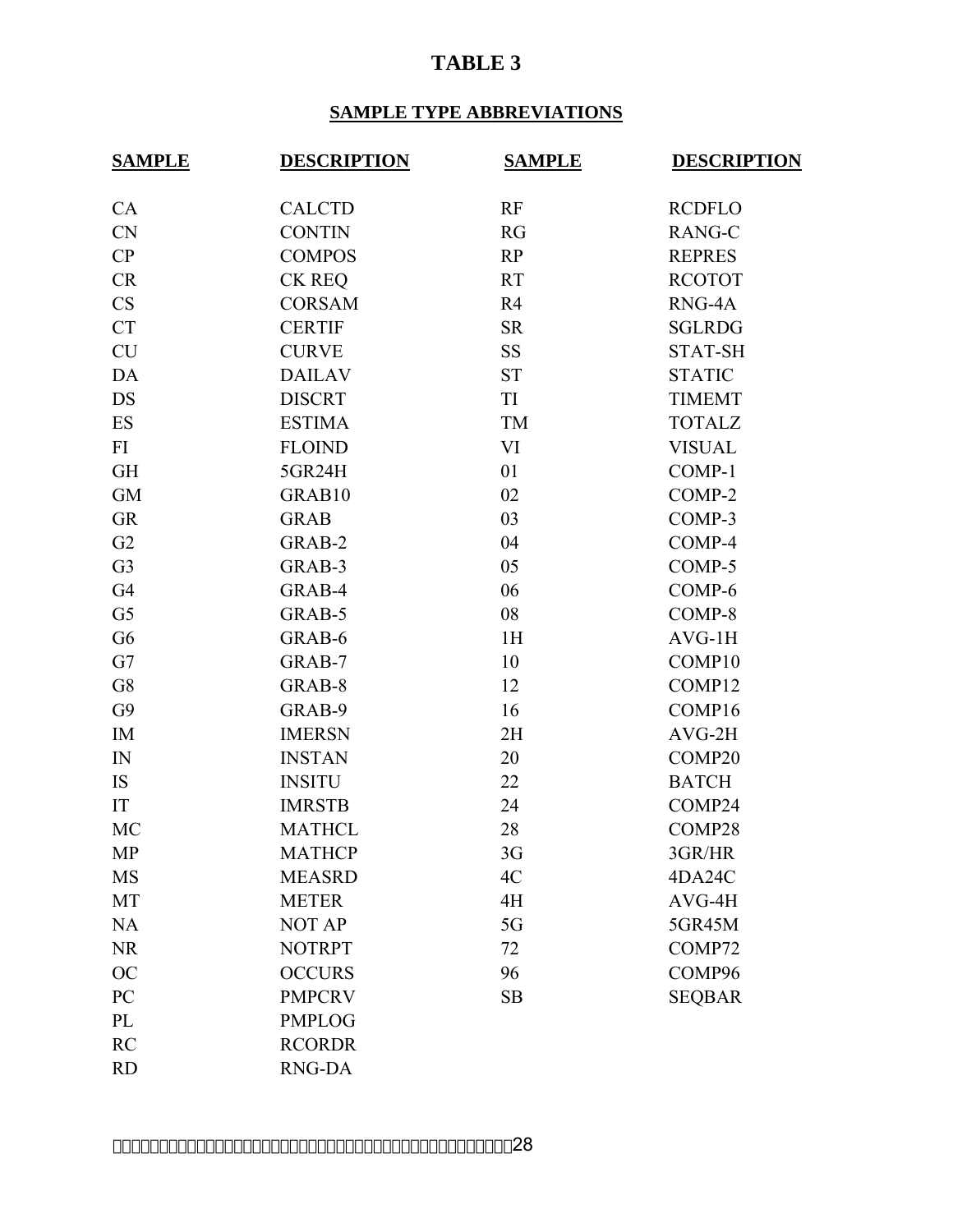# TABLE 3

## SAMPLE TYPE ABBREVIATIONS

| SAMPLE | DESCRIPTION | SAMPLE | DESCRIPTION |
|---|---|---|---|
| CA | CALCTD | RF | RCDFLO |
| CN | CONTIN | RG | RANG-C |
| CP | COMPOS | RP | REPRES |
| CR | CK REQ | RT | RCOTOT |
| CS | CORSAM | R4 | RNG-4A |
| CT | CERTIF | SR | SGLRDG |
| CU | CURVE | SS | STAT-SH |
| DA | DAILAV | ST | STATIC |
| DS | DISCRT | TI | TIMEMT |
| ES | ESTIMA | TM | TOTALZ |
| FI | FLOIND | VI | VISUAL |
| GH | 5GR24H | 01 | COMP-1 |
| GM | GRAB10 | 02 | COMP-2 |
| GR | GRAB | 03 | COMP-3 |
| G2 | GRAB-2 | 04 | COMP-4 |
| G3 | GRAB-3 | 05 | COMP-5 |
| G4 | GRAB-4 | 06 | COMP-6 |
| G5 | GRAB-5 | 08 | COMP-8 |
| G6 | GRAB-6 | 1H | AVG-1H |
| G7 | GRAB-7 | 10 | COMP10 |
| G8 | GRAB-8 | 12 | COMP12 |
| G9 | GRAB-9 | 16 | COMP16 |
| IM | IMERSN | 2H | AVG-2H |
| IN | INSTAN | 20 | COMP20 |
| IS | INSITU | 22 | BATCH |
| IT | IMRSTB | 24 | COMP24 |
| MC | MATHCL | 28 | COMP28 |
| MP | MATHCP | 3G | 3GR/HR |
| MS | MEASRD | 4C | 4DA24C |
| MT | METER | 4H | AVG-4H |
| NA | NOT AP | 5G | 5GR45M |
| NR | NOTRPT | 72 | COMP72 |
| OC | OCCURS | 96 | COMP96 |
| PC | PMPCRV | SB | SEQBAR |
| PL | PMPLOG | | |
| RC | RCORDR | | |
| RD | RNG-DA | | |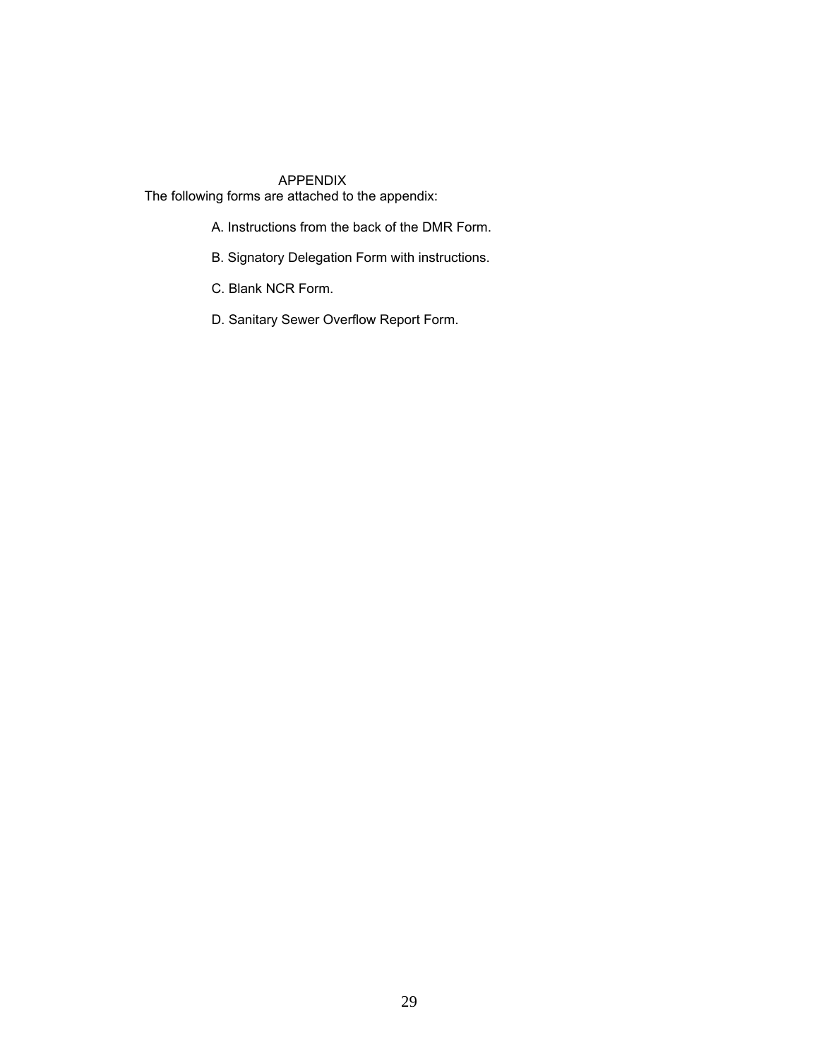# APPENDIX

The following forms are attached to the appendix:

A. Instructions from the back of the DMR Form.

B. Signatory Delegation Form with instructions.

C. Blank NCR Form.

D. Sanitary Sewer Overflow Report Form.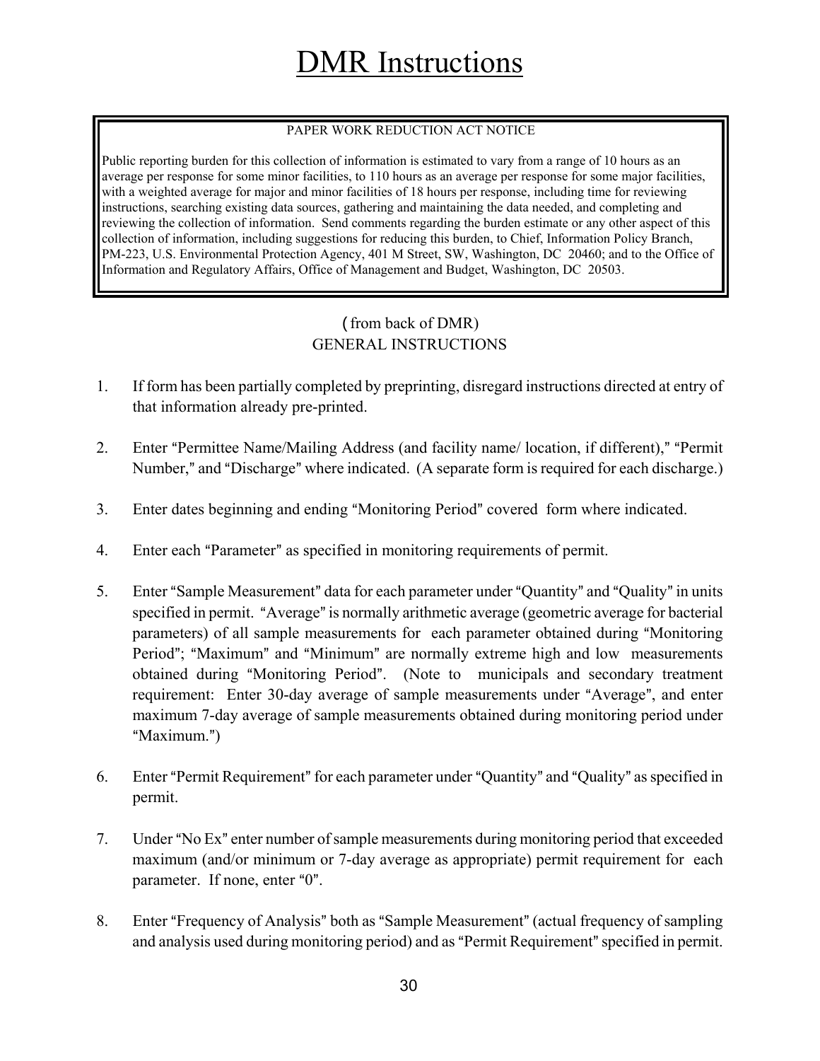# DMR Instructions

PAPER WORK REDUCTION ACT NOTICE

Public reporting burden for this collection of information is estimated to vary from a range of 10 hours as an average per response for some minor facilities, to 110 hours as an average per response for some major facilities, with a weighted average for major and minor facilities of 18 hours per response, including time for reviewing instructions, searching existing data sources, gathering and maintaining the data needed, and completing and reviewing the collection of information. Send comments regarding the burden estimate or any other aspect of this collection of information, including suggestions for reducing this burden, to Chief, Information Policy Branch, PM-223, U.S. Environmental Protection Agency, 401 M Street, SW, Washington, DC 20460; and to the Office of Information and Regulatory Affairs, Office of Management and Budget, Washington, DC 20503.

(from back of DMR)
GENERAL INSTRUCTIONS

1. If form has been partially completed by preprinting, disregard instructions directed at entry of that information already pre-printed.

2. Enter "Permittee Name/Mailing Address (and facility name/ location, if different)," "Permit Number," and "Discharge" where indicated. (A separate form is required for each discharge.)

3. Enter dates beginning and ending "Monitoring Period" covered form where indicated.

4. Enter each "Parameter" as specified in monitoring requirements of permit.

5. Enter "Sample Measurement" data for each parameter under "Quantity" and "Quality" in units specified in permit. "Average" is normally arithmetic average (geometric average for bacterial parameters) of all sample measurements for each parameter obtained during "Monitoring Period"; "Maximum" and "Minimum" are normally extreme high and low measurements obtained during "Monitoring Period". (Note to municipals and secondary treatment requirement: Enter 30-day average of sample measurements under "Average", and enter maximum 7-day average of sample measurements obtained during monitoring period under "Maximum.")

6. Enter "Permit Requirement" for each parameter under "Quantity" and "Quality" as specified in permit.

7. Under "No Ex" enter number of sample measurements during monitoring period that exceeded maximum (and/or minimum or 7-day average as appropriate) permit requirement for each parameter. If none, enter "0".

8. Enter "Frequency of Analysis" both as "Sample Measurement" (actual frequency of sampling and analysis used during monitoring period) and as "Permit Requirement" specified in permit.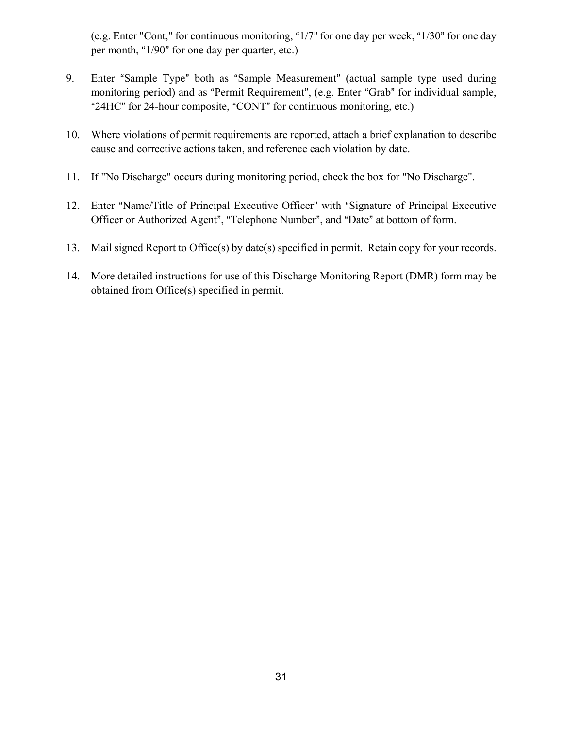(e.g. Enter "Cont," for continuous monitoring, "1/7" for one day per week, "1/30" for one day per month, "1/90" for one day per quarter, etc.)

9. Enter "Sample Type" both as "Sample Measurement" (actual sample type used during monitoring period) and as "Permit Requirement", (e.g. Enter "Grab" for individual sample, "24HC" for 24-hour composite, "CONT" for continuous monitoring, etc.)

10. Where violations of permit requirements are reported, attach a brief explanation to describe cause and corrective actions taken, and reference each violation by date.

11. If "No Discharge" occurs during monitoring period, check the box for "No Discharge".

12. Enter "Name/Title of Principal Executive Officer" with "Signature of Principal Executive Officer or Authorized Agent", "Telephone Number", and "Date" at bottom of form.

13. Mail signed Report to Office(s) by date(s) specified in permit. Retain copy for your records.

14. More detailed instructions for use of this Discharge Monitoring Report (DMR) form may be obtained from Office(s) specified in permit.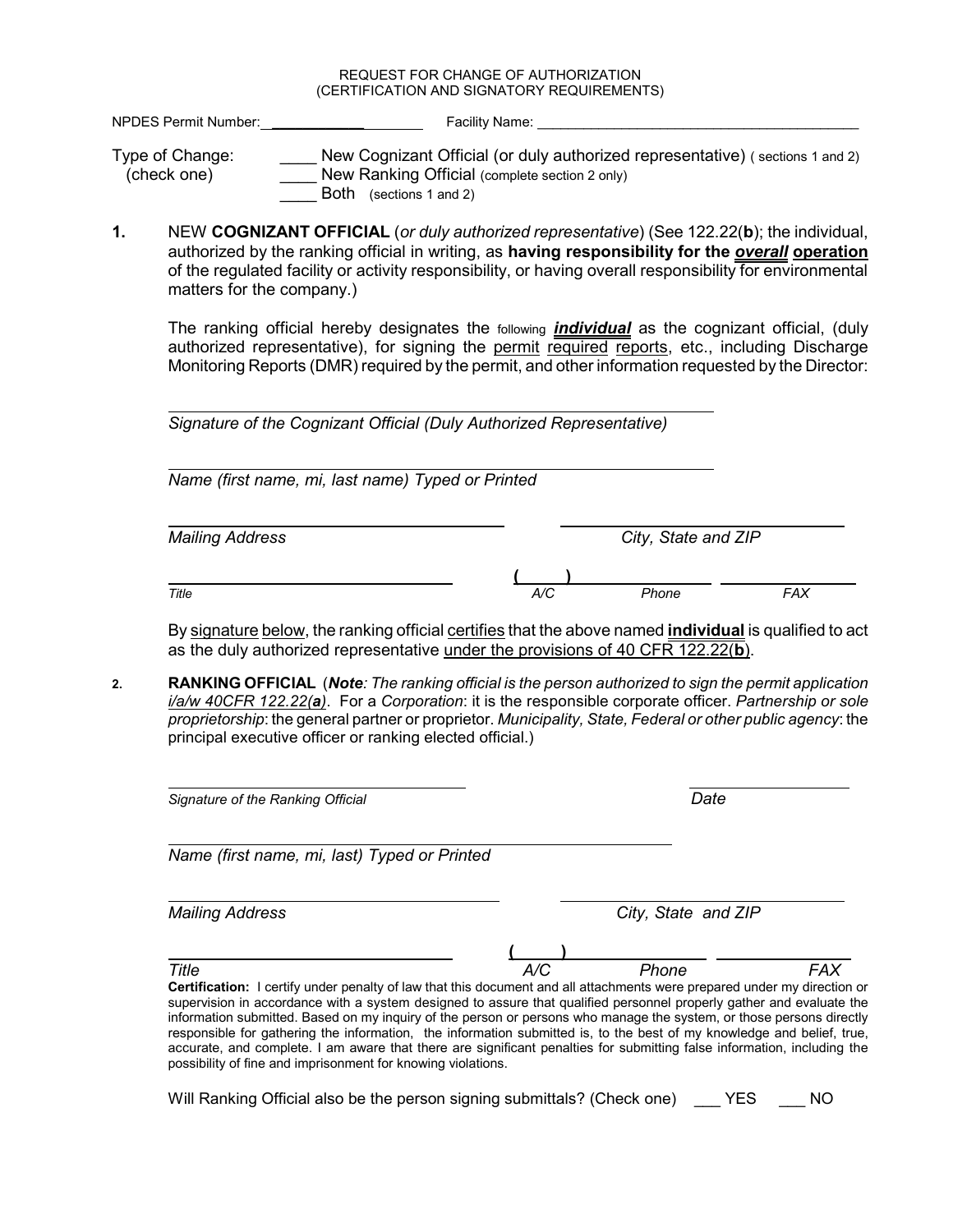REQUEST FOR CHANGE OF AUTHORIZATION
(CERTIFICATION AND SIGNATORY REQUIREMENTS)

NPDES Permit Number: ____________________ Facility Name: ________________________________________

Type of Change: (check one)

____ New Cognizant Official (or duly authorized representative) ( sections 1 and 2)
____ New Ranking Official (complete section 2 only)
____ Both (sections 1 and 2)

**1.** NEW **COGNIZANT OFFICIAL** (*or duly authorized representative*) (See 122.22(**b**); the individual, authorized by the ranking official in writing, as **having responsibility for the *overall* operation** of the regulated facility or activity responsibility, or having overall responsibility for environmental matters for the company.)

The ranking official hereby designates the following ***individual*** as the cognizant official, (duly authorized representative), for signing the permit required reports, etc., including Discharge Monitoring Reports (DMR) required by the permit, and other information requested by the Director:

______________________________________________
*Signature of the Cognizant Official (Duly Authorized Representative)*

______________________________________________
*Name (first name, mi, last name) Typed or Printed*

______________________________ ______________________________
*Mailing Address* *City, State and ZIP*

______________________________ (____) ______________ ______________
*Title* *A/C* *Phone* *FAX*

By signature below, the ranking official certifies that the above named **individual** is qualified to act as the duly authorized representative under the provisions of 40 CFR 122.22(**b**).

**2.** **RANKING OFFICIAL** (***Note****: The ranking official is the person authorized to sign the permit application i/a/w 40CFR 122.22(**a**)*. For a *Corporation*: it is the responsible corporate officer. *Partnership or sole proprietorship*: the general partner or proprietor. *Municipality, State, Federal or other public agency*: the principal executive officer or ranking elected official.)

______________________________ ______________
*Signature of the Ranking Official* *Date*

______________________________________________
*Name (first name, mi, last) Typed or Printed*

______________________________ ______________________________
*Mailing Address* *City, State and ZIP*

______________________________ (____) ______________ ______________
*Title* *A/C* *Phone* *FAX*

**Certification:** I certify under penalty of law that this document and all attachments were prepared under my direction or supervision in accordance with a system designed to assure that qualified personnel properly gather and evaluate the information submitted. Based on my inquiry of the person or persons who manage the system, or those persons directly responsible for gathering the information, the information submitted is, to the best of my knowledge and belief, true, accurate, and complete. I am aware that there are significant penalties for submitting false information, including the possibility of fine and imprisonment for knowing violations.

Will Ranking Official also be the person signing submittals? (Check one) ___ YES ___ NO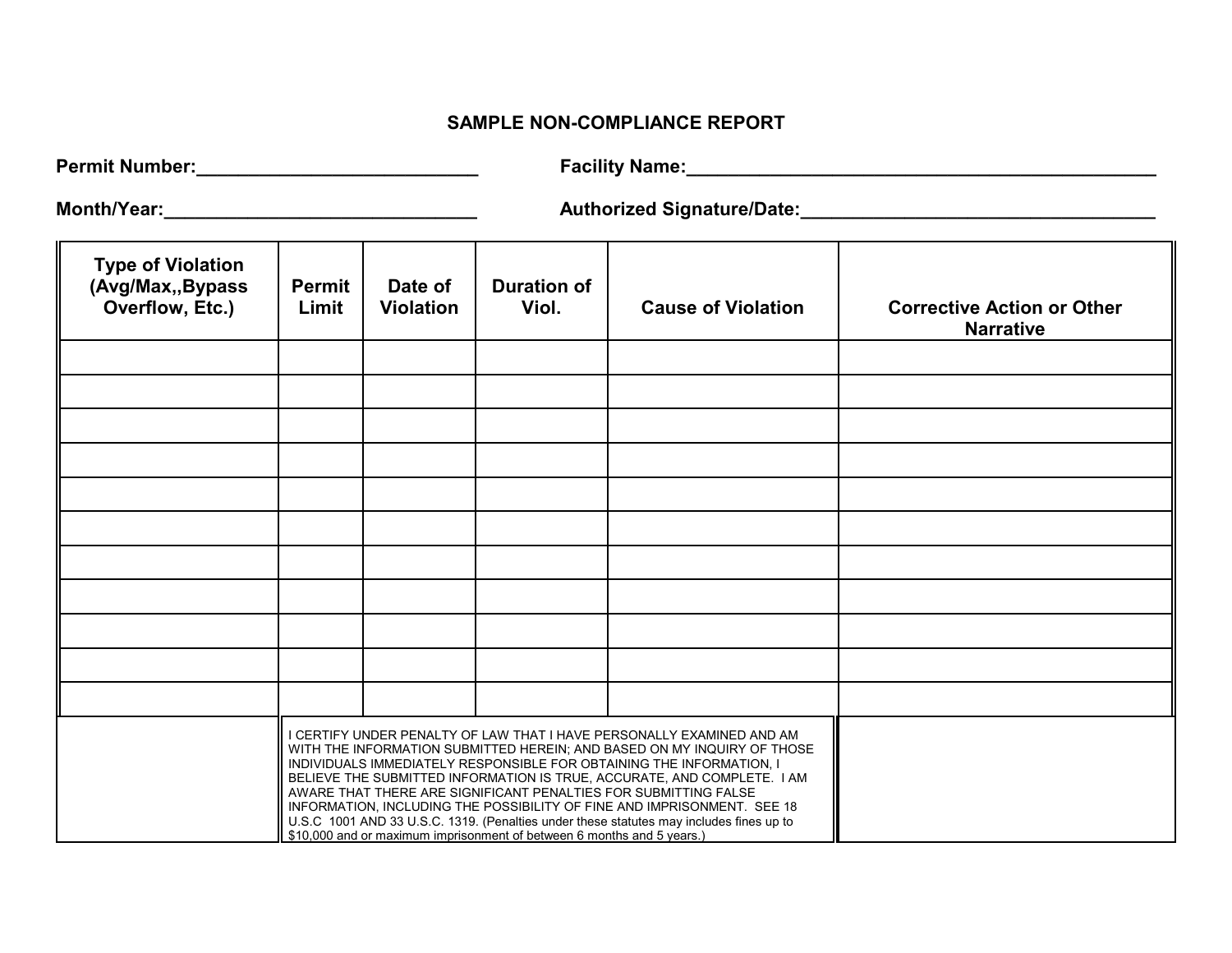## SAMPLE NON-COMPLIANCE REPORT

**Permit Number:**____________________________ **Facility Name:**________________________________________________

**Month/Year:**_______________________________ **Authorized Signature/Date:**___________________________________

| Type of Violation (Avg/Max,,Bypass Overflow, Etc.) | Permit Limit | Date of Violation | Duration of Viol. | Cause of Violation | Corrective Action or Other Narrative |
|---|---|---|---|---|---|
| | | | | | |
| | | | | | |
| | | | | | |
| | | | | | |
| | | | | | |
| | | | | | |
| | | | | | |
| | | | | | |
| | | | | | |
| | | | | | |
| | | | | | |

I CERTIFY UNDER PENALTY OF LAW THAT I HAVE PERSONALLY EXAMINED AND AM WITH THE INFORMATION SUBMITTED HEREIN; AND BASED ON MY INQUIRY OF THOSE INDIVIDUALS IMMEDIATELY RESPONSIBLE FOR OBTAINING THE INFORMATION, I BELIEVE THE SUBMITTED INFORMATION IS TRUE, ACCURATE, AND COMPLETE. I AM AWARE THAT THERE ARE SIGNIFICANT PENALTIES FOR SUBMITTING FALSE INFORMATION, INCLUDING THE POSSIBILITY OF FINE AND IMPRISONMENT. SEE 18 U.S.C 1001 AND 33 U.S.C. 1319. (Penalties under these statutes may includes fines up to $10,000 and or maximum imprisonment of between 6 months and 5 years.)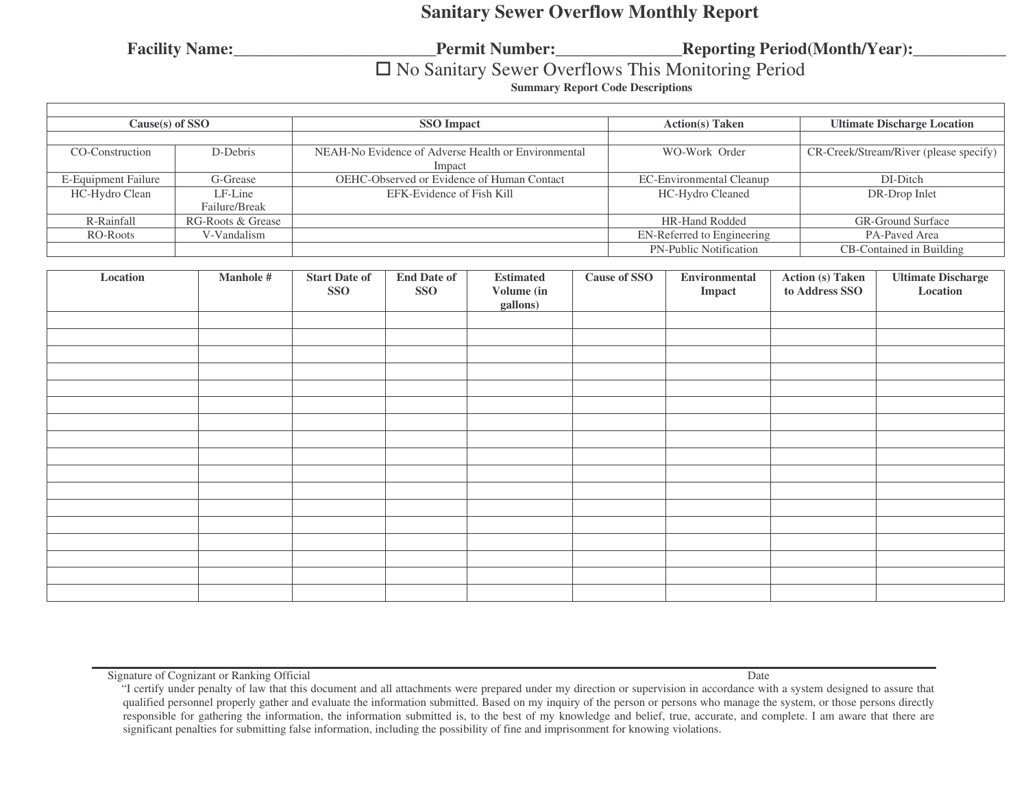# Sanitary Sewer Overflow Monthly Report

**Facility Name:________________________Permit Number:_______________Reporting Period(Month/Year):___________**

☐ No Sanitary Sewer Overflows This Monitoring Period

**Summary Report Code Descriptions**

| Cause(s) of SSO | | SSO Impact | Action(s) Taken | Ultimate Discharge Location |
|---|---|---|---|---|
| CO-Construction | D-Debris | NEAH-No Evidence of Adverse Health or Environmental Impact | WO-Work Order | CR-Creek/Stream/River (please specify) |
| E-Equipment Failure | G-Grease | OEHC-Observed or Evidence of Human Contact | EC-Environmental Cleanup | DI-Ditch |
| HC-Hydro Clean | LF-Line Failure/Break | EFK-Evidence of Fish Kill | HC-Hydro Cleaned | DR-Drop Inlet |
| R-Rainfall | RG-Roots & Grease | | HR-Hand Rodded | GR-Ground Surface |
| RO-Roots | V-Vandalism | | EN-Referred to Engineering | PA-Paved Area |
| | | | PN-Public Notification | CB-Contained in Building |

| Location | Manhole # | Start Date of SSO | End Date of SSO | Estimated Volume (in gallons) | Cause of SSO | Environmental Impact | Action (s) Taken to Address SSO | Ultimate Discharge Location |
|---|---|---|---|---|---|---|---|---|
| | | | | | | | | |
| | | | | | | | | |
| | | | | | | | | |
| | | | | | | | | |
| | | | | | | | | |
| | | | | | | | | |
| | | | | | | | | |
| | | | | | | | | |
| | | | | | | | | |
| | | | | | | | | |
| | | | | | | | | |
| | | | | | | | | |
| | | | | | | | | |
| | | | | | | | | |
| | | | | | | | | |
| | | | | | | | | |
| | | | | | | | | |

Signature of Cognizant or Ranking Official                                                                 Date

"I certify under penalty of law that this document and all attachments were prepared under my direction or supervision in accordance with a system designed to assure that qualified personnel properly gather and evaluate the information submitted. Based on my inquiry of the person or persons who manage the system, or those persons directly responsible for gathering the information, the information submitted is, to the best of my knowledge and belief, true, accurate, and complete. I am aware that there are significant penalties for submitting false information, including the possibility of fine and imprisonment for knowing violations.